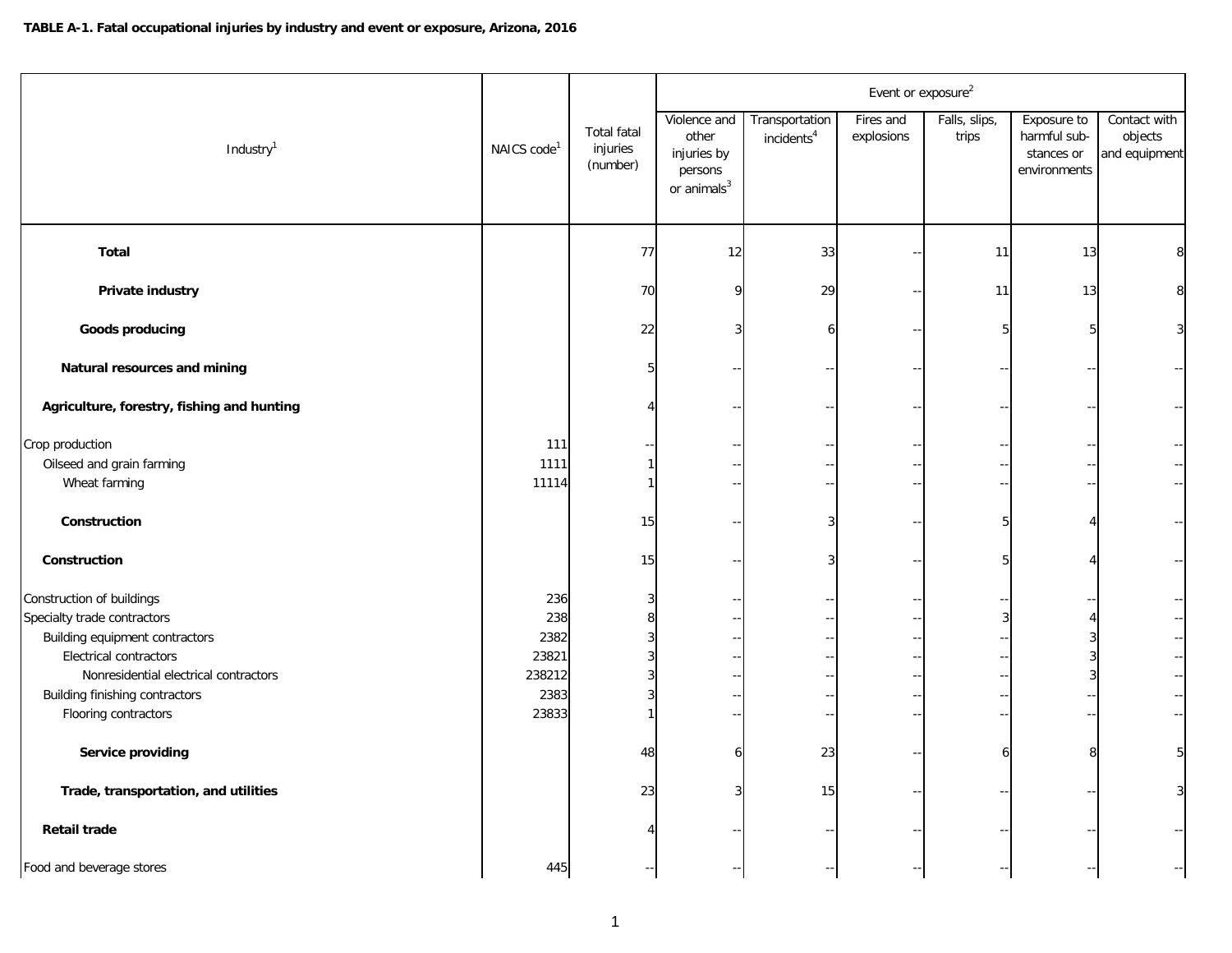**TABLE A-1. Fatal occupational injuries by industry and event or exposure, Arizona, 2016**

| Industry[1] | NAICS code[1] | Total fatal injuries (number) | Event or exposure[2] | | | | | |
|---|---|---|---|---|---|---|---|---|
| | | | Violence and other injuries by persons or animals[3] | Transportation incidents[4] | Fires and explosions | Falls, slips, trips | Exposure to harmful substances or environments | Contact with objects and equipment |
| **Total** | | 77 | 12 | 33 | -- | 11 | 13 | 8 |
| **Private industry** | | 70 | 9 | 29 | -- | 11 | 13 | 8 |
| **Goods producing** | | 22 | 3 | 6 | -- | 5 | 5 | 3 |
| **Natural resources and mining** | | 5 | -- | -- | -- | -- | -- | -- |
| **Agriculture, forestry, fishing and hunting** | | 4 | -- | -- | -- | -- | -- | -- |
| Crop production | 111 | -- | -- | -- | -- | -- | -- | -- |
| Oilseed and grain farming | 1111 | 1 | -- | -- | -- | -- | -- | -- |
| Wheat farming | 11114 | 1 | -- | -- | -- | -- | -- | -- |
| **Construction** | | 15 | -- | 3 | -- | 5 | 4 | -- |
| **Construction** | | 15 | -- | 3 | -- | 5 | 4 | -- |
| Construction of buildings | 236 | 3 | -- | -- | -- | -- | -- | -- |
| Specialty trade contractors | 238 | 8 | -- | -- | -- | 3 | 4 | -- |
| Building equipment contractors | 2382 | 3 | -- | -- | -- | -- | 3 | -- |
| Electrical contractors | 23821 | 3 | -- | -- | -- | -- | 3 | -- |
| Nonresidential electrical contractors | 238212 | 3 | -- | -- | -- | -- | 3 | -- |
| Building finishing contractors | 2383 | 3 | -- | -- | -- | -- | -- | -- |
| Flooring contractors | 23833 | 1 | -- | -- | -- | -- | -- | -- |
| **Service providing** | | 48 | 6 | 23 | -- | 6 | 8 | 5 |
| **Trade, transportation, and utilities** | | 23 | 3 | 15 | -- | -- | -- | 3 |
| **Retail trade** | | 4 | -- | -- | -- | -- | -- | -- |
| Food and beverage stores | 445 | -- | -- | -- | -- | -- | -- | -- |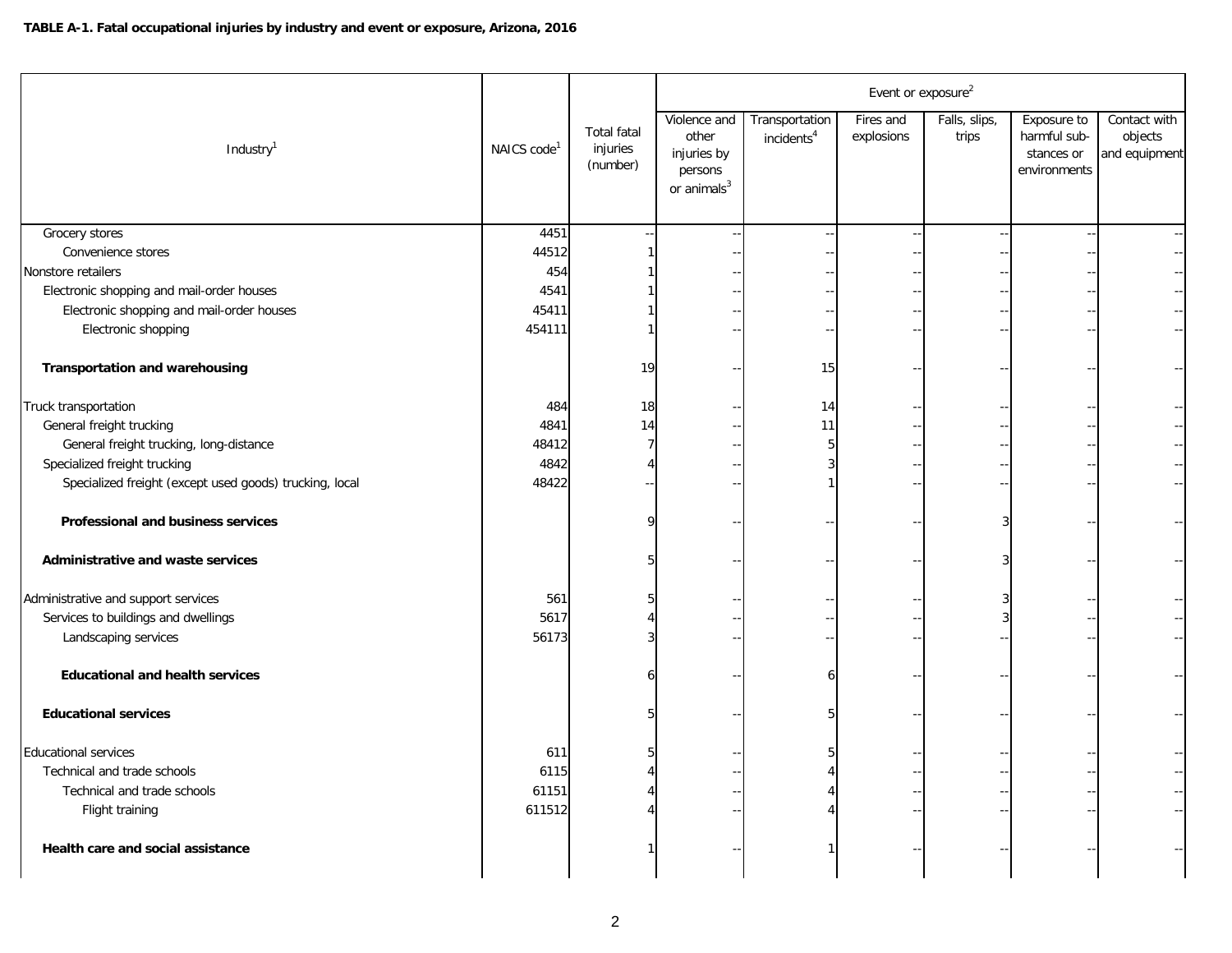**TABLE A-1. Fatal occupational injuries by industry and event or exposure, Arizona, 2016**

| Industry[1] | NAICS code[1] | Total fatal injuries (number) | Event or exposure[2] | | | | | |
|---|---|---|---|---|---|---|---|---|
| | | | Violence and other injuries by persons or animals[3] | Transportation incidents[4] | Fires and explosions | Falls, slips, trips | Exposure to harmful substances or environments | Contact with objects and equipment |
| Grocery stores | 4451 | -- | -- | -- | -- | -- | -- | -- |
| Convenience stores | 44512 | 1 | -- | -- | -- | -- | -- | -- |
| Nonstore retailers | 454 | 1 | -- | -- | -- | -- | -- | -- |
| Electronic shopping and mail-order houses | 4541 | 1 | -- | -- | -- | -- | -- | -- |
| Electronic shopping and mail-order houses | 45411 | 1 | -- | -- | -- | -- | -- | -- |
| Electronic shopping | 454111 | 1 | -- | -- | -- | -- | -- | -- |
| **Transportation and warehousing** | | 19 | -- | 15 | -- | -- | -- | -- |
| Truck transportation | 484 | 18 | -- | 14 | -- | -- | -- | -- |
| General freight trucking | 4841 | 14 | -- | 11 | -- | -- | -- | -- |
| General freight trucking, long-distance | 48412 | 7 | -- | 5 | -- | -- | -- | -- |
| Specialized freight trucking | 4842 | 4 | -- | 3 | -- | -- | -- | -- |
| Specialized freight (except used goods) trucking, local | 48422 | -- | -- | 1 | -- | -- | -- | -- |
| **Professional and business services** | | 9 | -- | -- | -- | 3 | -- | -- |
| **Administrative and waste services** | | 5 | -- | -- | -- | 3 | -- | -- |
| Administrative and support services | 561 | 5 | -- | -- | -- | 3 | -- | -- |
| Services to buildings and dwellings | 5617 | 4 | -- | -- | -- | 3 | -- | -- |
| Landscaping services | 56173 | 3 | -- | -- | -- | -- | -- | -- |
| **Educational and health services** | | 6 | -- | 6 | -- | -- | -- | -- |
| **Educational services** | | 5 | -- | 5 | -- | -- | -- | -- |
| Educational services | 611 | 5 | -- | 5 | -- | -- | -- | -- |
| Technical and trade schools | 6115 | 4 | -- | 4 | -- | -- | -- | -- |
| Technical and trade schools | 61151 | 4 | -- | 4 | -- | -- | -- | -- |
| Flight training | 611512 | 4 | -- | 4 | -- | -- | -- | -- |
| **Health care and social assistance** | | 1 | -- | 1 | -- | -- | -- | -- |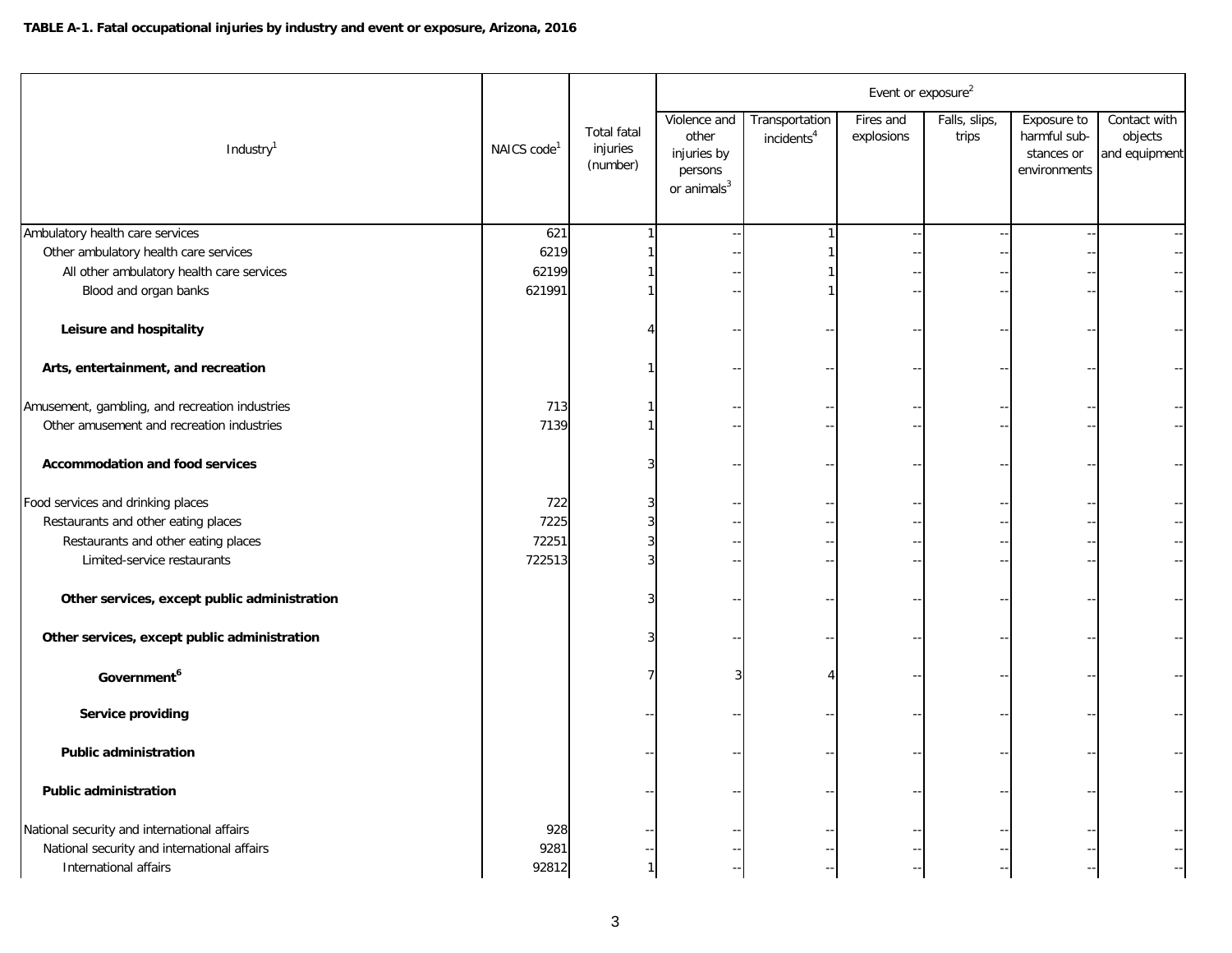**TABLE A-1. Fatal occupational injuries by industry and event or exposure, Arizona, 2016**

| Industry[1] | NAICS code[1] | Total fatal injuries (number) | Event or exposure[2] | | | | | |
|---|---|---|---|---|---|---|---|---|
| | | | Violence and other injuries by persons or animals[3] | Transportation incidents[4] | Fires and explosions | Falls, slips, trips | Exposure to harmful substances or environments | Contact with objects and equipment |
| Ambulatory health care services | 621 | 1 | -- | 1 | -- | -- | -- | -- |
| Other ambulatory health care services | 6219 | 1 | -- | 1 | -- | -- | -- | -- |
| All other ambulatory health care services | 62199 | 1 | -- | 1 | -- | -- | -- | -- |
| Blood and organ banks | 621991 | 1 | -- | 1 | -- | -- | -- | -- |
| **Leisure and hospitality** | | 4 | -- | -- | -- | -- | -- | -- |
| **Arts, entertainment, and recreation** | | 1 | -- | -- | -- | -- | -- | -- |
| Amusement, gambling, and recreation industries | 713 | 1 | -- | -- | -- | -- | -- | -- |
| Other amusement and recreation industries | 7139 | 1 | -- | -- | -- | -- | -- | -- |
| **Accommodation and food services** | | 3 | -- | -- | -- | -- | -- | -- |
| Food services and drinking places | 722 | 3 | -- | -- | -- | -- | -- | -- |
| Restaurants and other eating places | 7225 | 3 | -- | -- | -- | -- | -- | -- |
| Restaurants and other eating places | 72251 | 3 | -- | -- | -- | -- | -- | -- |
| Limited-service restaurants | 722513 | 3 | -- | -- | -- | -- | -- | -- |
| **Other services, except public administration** | | 3 | -- | -- | -- | -- | -- | -- |
| **Other services, except public administration** | | 3 | -- | -- | -- | -- | -- | -- |
| **Government[6]** | | 7 | 3 | 4 | -- | -- | -- | -- |
| **Service providing** | | -- | -- | -- | -- | -- | -- | -- |
| **Public administration** | | -- | -- | -- | -- | -- | -- | -- |
| **Public administration** | | -- | -- | -- | -- | -- | -- | -- |
| National security and international affairs | 928 | -- | -- | -- | -- | -- | -- | -- |
| National security and international affairs | 9281 | -- | -- | -- | -- | -- | -- | -- |
| International affairs | 92812 | 1 | -- | -- | -- | -- | -- | -- |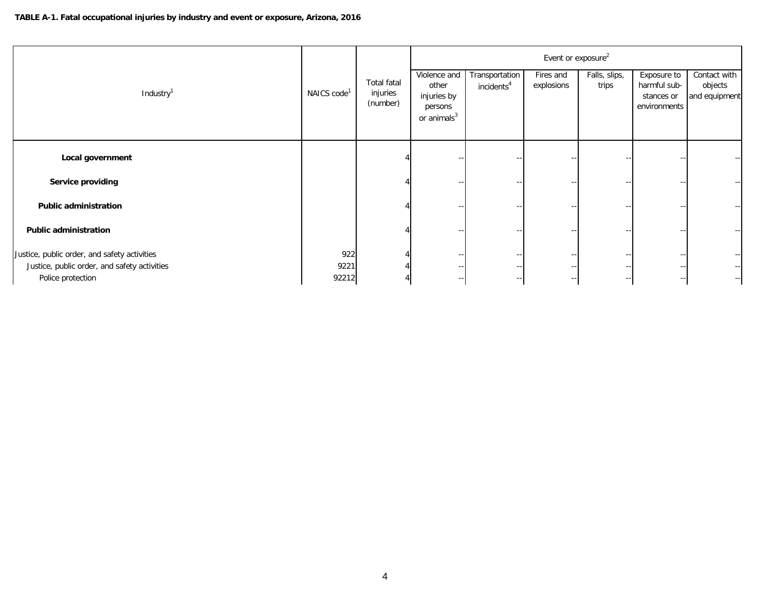**TABLE A-1. Fatal occupational injuries by industry and event or exposure, Arizona, 2016**

| Industry[1] | NAICS code[1] | Total fatal injuries (number) | Event or exposure[2] | | | | | |
|---|---|---|---|---|---|---|---|---|
| | | | Violence and other injuries by persons or animals[3] | Transportation incidents[4] | Fires and explosions | Falls, slips, trips | Exposure to harmful substances or environments | Contact with objects and equipment |
| **Local government** | | 4 | -- | -- | -- | -- | -- | -- |
| **Service providing** | | 4 | -- | -- | -- | -- | -- | -- |
| **Public administration** | | 4 | -- | -- | -- | -- | -- | -- |
| **Public administration** | | 4 | -- | -- | -- | -- | -- | -- |
| Justice, public order, and safety activities | 922 | 4 | -- | -- | -- | -- | -- | -- |
| Justice, public order, and safety activities | 9221 | 4 | -- | -- | -- | -- | -- | -- |
| Police protection | 92212 | 4 | -- | -- | -- | -- | -- | -- |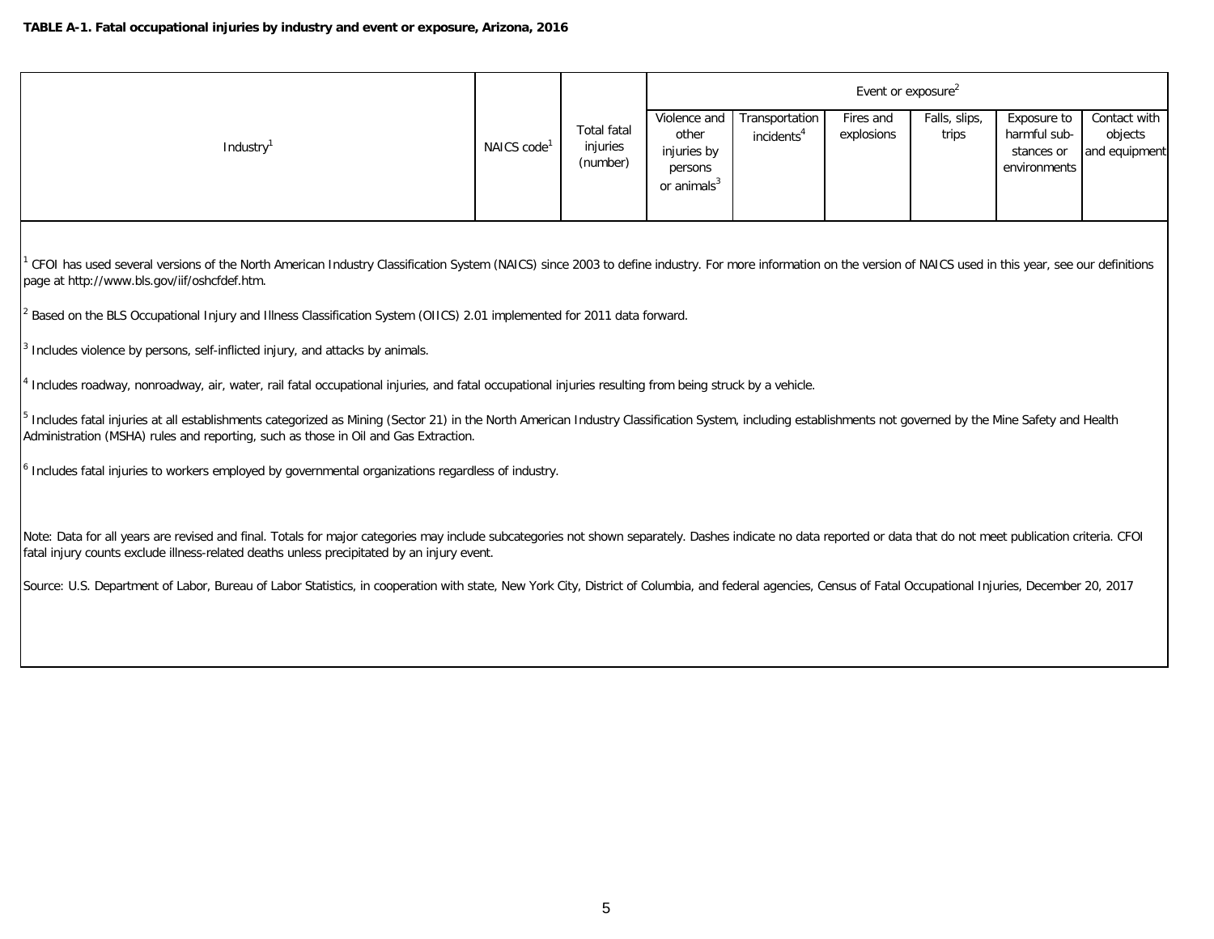**TABLE A-1. Fatal occupational injuries by industry and event or exposure, Arizona, 2016**

| Industry[1] | NAICS code[1] | Total fatal injuries (number) | Event or exposure[2] | | | | | |
|---|---|---|---|---|---|---|---|---|
| | | | Violence and other injuries by persons or animals[3] | Transportation incidents[4] | Fires and explosions | Falls, slips, trips | Exposure to harmful substances or environments | Contact with objects and equipment |

[1] CFOI has used several versions of the North American Industry Classification System (NAICS) since 2003 to define industry. For more information on the version of NAICS used in this year, see our definitions page at http://www.bls.gov/iif/oshcfdef.htm.

[2] Based on the BLS Occupational Injury and Illness Classification System (OIICS) 2.01 implemented for 2011 data forward.

[3] Includes violence by persons, self-inflicted injury, and attacks by animals.

[4] Includes roadway, nonroadway, air, water, rail fatal occupational injuries, and fatal occupational injuries resulting from being struck by a vehicle.

[5] Includes fatal injuries at all establishments categorized as Mining (Sector 21) in the North American Industry Classification System, including establishments not governed by the Mine Safety and Health Administration (MSHA) rules and reporting, such as those in Oil and Gas Extraction.

[6] Includes fatal injuries to workers employed by governmental organizations regardless of industry.

Note: Data for all years are revised and final. Totals for major categories may include subcategories not shown separately. Dashes indicate no data reported or data that do not meet publication criteria. CFOI fatal injury counts exclude illness-related deaths unless precipitated by an injury event.

Source: U.S. Department of Labor, Bureau of Labor Statistics, in cooperation with state, New York City, District of Columbia, and federal agencies, Census of Fatal Occupational Injuries, December 20, 2017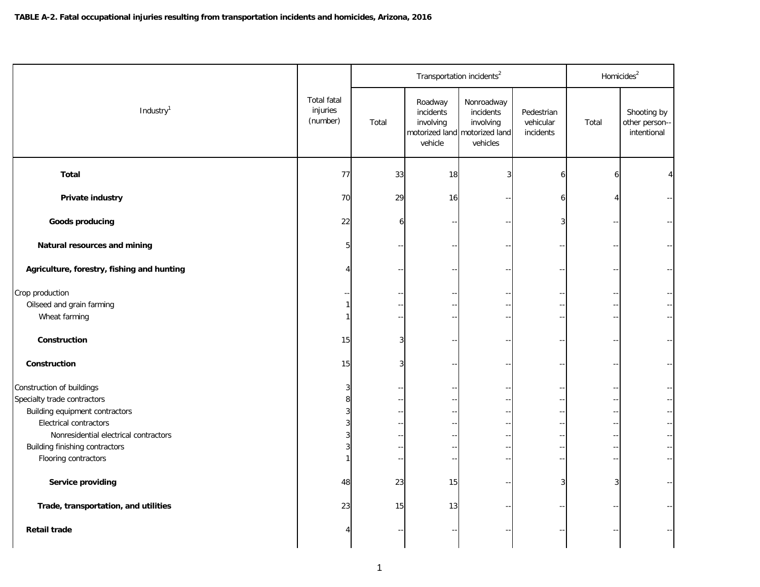**TABLE A-2. Fatal occupational injuries resulting from transportation incidents and homicides, Arizona, 2016**

| Industry[1] | Total fatal injuries (number) | Transportation incidents[2] | | | | Homicides[2] | |
|---|---|---|---|---|---|---|---|
| | | Total | Roadway incidents involving motorized land vehicle | Nonroadway incidents involving motorized land vehicles | Pedestrian vehicular incidents | Total | Shooting by other person--intentional |
| **Total** | 77 | 33 | 18 | 3 | 6 | 6 | 4 |
| **Private industry** | 70 | 29 | 16 | -- | 6 | 4 | -- |
| **Goods producing** | 22 | 6 | -- | -- | 3 | -- | -- |
| **Natural resources and mining** | 5 | -- | -- | -- | -- | -- | -- |
| **Agriculture, forestry, fishing and hunting** | 4 | -- | -- | -- | -- | -- | -- |
| Crop production | -- | -- | -- | -- | -- | -- | -- |
| Oilseed and grain farming | 1 | -- | -- | -- | -- | -- | -- |
| Wheat farming | 1 | -- | -- | -- | -- | -- | -- |
| **Construction** | 15 | 3 | -- | -- | -- | -- | -- |
| **Construction** | 15 | 3 | -- | -- | -- | -- | -- |
| Construction of buildings | 3 | -- | -- | -- | -- | -- | -- |
| Specialty trade contractors | 8 | -- | -- | -- | -- | -- | -- |
| Building equipment contractors | 3 | -- | -- | -- | -- | -- | -- |
| Electrical contractors | 3 | -- | -- | -- | -- | -- | -- |
| Nonresidential electrical contractors | 3 | -- | -- | -- | -- | -- | -- |
| Building finishing contractors | 3 | -- | -- | -- | -- | -- | -- |
| Flooring contractors | 1 | -- | -- | -- | -- | -- | -- |
| **Service providing** | 48 | 23 | 15 | -- | 3 | 3 | -- |
| **Trade, transportation, and utilities** | 23 | 15 | 13 | -- | -- | -- | -- |
| **Retail trade** | 4 | -- | -- | -- | -- | -- | -- |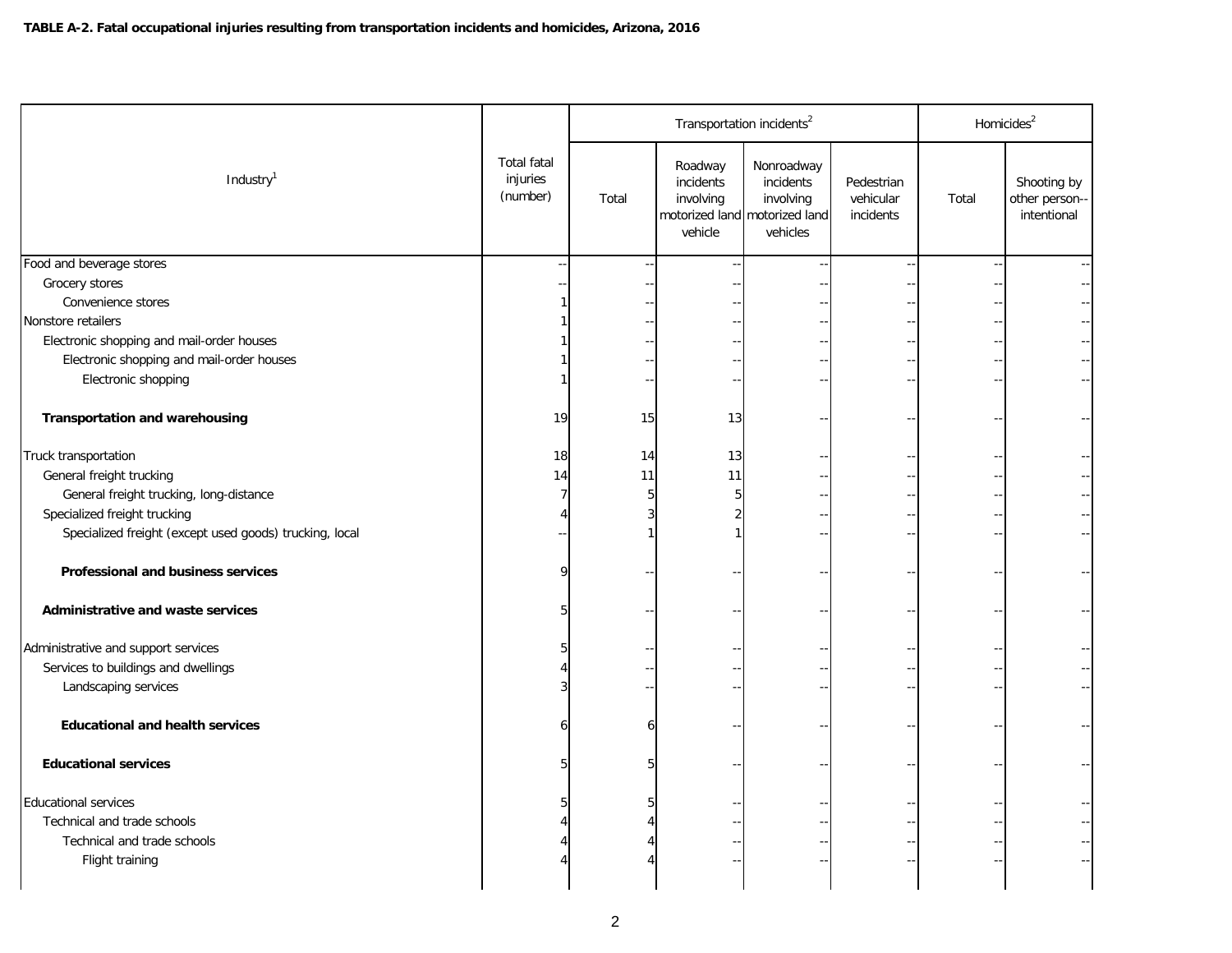**TABLE A-2. Fatal occupational injuries resulting from transportation incidents and homicides, Arizona, 2016**

| Industry[1] | Total fatal injuries (number) | Transportation incidents[2] | | | | Homicides[2] | |
|---|---|---|---|---|---|---|---|
| | | Total | Roadway incidents involving motorized land vehicle | Nonroadway incidents involving motorized land vehicles | Pedestrian vehicular incidents | Total | Shooting by other person--intentional |
| Food and beverage stores | -- | -- | -- | -- | -- | -- | -- |
| Grocery stores | -- | -- | -- | -- | -- | -- | -- |
| Convenience stores | 1 | -- | -- | -- | -- | -- | -- |
| Nonstore retailers | 1 | -- | -- | -- | -- | -- | -- |
| Electronic shopping and mail-order houses | 1 | -- | -- | -- | -- | -- | -- |
| Electronic shopping and mail-order houses | 1 | -- | -- | -- | -- | -- | -- |
| Electronic shopping | 1 | -- | -- | -- | -- | -- | -- |
| **Transportation and warehousing** | 19 | 15 | 13 | -- | -- | -- | -- |
| Truck transportation | 18 | 14 | 13 | -- | -- | -- | -- |
| General freight trucking | 14 | 11 | 11 | -- | -- | -- | -- |
| General freight trucking, long-distance | 7 | 5 | 5 | -- | -- | -- | -- |
| Specialized freight trucking | 4 | 3 | 2 | -- | -- | -- | -- |
| Specialized freight (except used goods) trucking, local | -- | 1 | 1 | -- | -- | -- | -- |
| **Professional and business services** | 9 | -- | -- | -- | -- | -- | -- |
| **Administrative and waste services** | 5 | -- | -- | -- | -- | -- | -- |
| Administrative and support services | 5 | -- | -- | -- | -- | -- | -- |
| Services to buildings and dwellings | 4 | -- | -- | -- | -- | -- | -- |
| Landscaping services | 3 | -- | -- | -- | -- | -- | -- |
| **Educational and health services** | 6 | 6 | -- | -- | -- | -- | -- |
| **Educational services** | 5 | 5 | -- | -- | -- | -- | -- |
| Educational services | 5 | 5 | -- | -- | -- | -- | -- |
| Technical and trade schools | 4 | 4 | -- | -- | -- | -- | -- |
| Technical and trade schools | 4 | 4 | -- | -- | -- | -- | -- |
| Flight training | 4 | 4 | -- | -- | -- | -- | -- |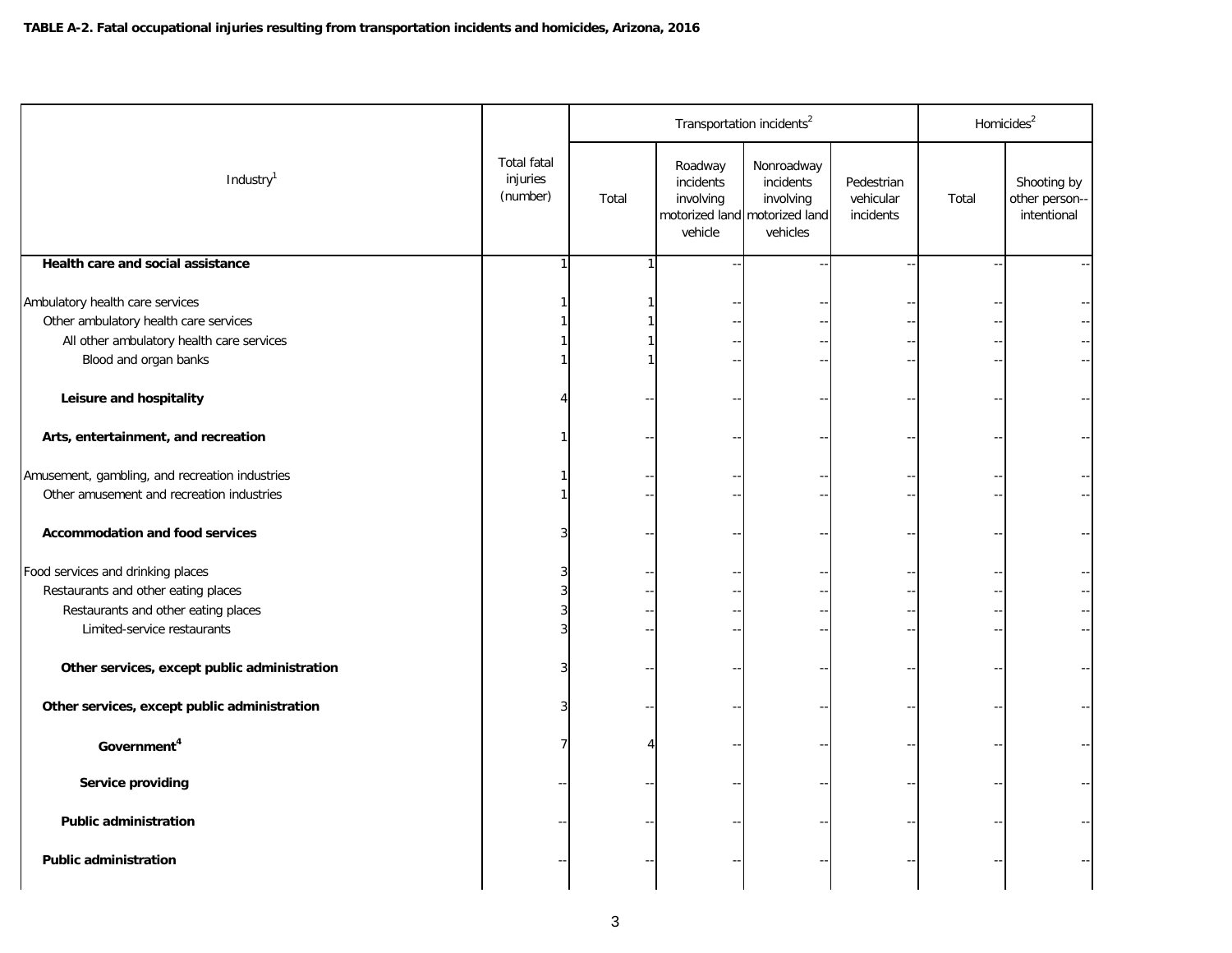**TABLE A-2. Fatal occupational injuries resulting from transportation incidents and homicides, Arizona, 2016**

| Industry[1] | Total fatal injuries (number) | Transportation incidents[2] | | | | Homicides[2] | |
|---|---|---|---|---|---|---|---|
| | | Total | Roadway incidents involving motorized land vehicle | Nonroadway incidents involving motorized land vehicles | Pedestrian vehicular incidents | Total | Shooting by other person--intentional |
| **Health care and social assistance** | 1 | 1 | -- | -- | -- | -- | -- |
| Ambulatory health care services | 1 | 1 | -- | -- | -- | -- | -- |
| Other ambulatory health care services | 1 | 1 | -- | -- | -- | -- | -- |
| All other ambulatory health care services | 1 | 1 | -- | -- | -- | -- | -- |
| Blood and organ banks | 1 | 1 | -- | -- | -- | -- | -- |
| **Leisure and hospitality** | 4 | -- | -- | -- | -- | -- | -- |
| **Arts, entertainment, and recreation** | 1 | -- | -- | -- | -- | -- | -- |
| Amusement, gambling, and recreation industries | 1 | -- | -- | -- | -- | -- | -- |
| Other amusement and recreation industries | 1 | -- | -- | -- | -- | -- | -- |
| **Accommodation and food services** | 3 | -- | -- | -- | -- | -- | -- |
| Food services and drinking places | 3 | -- | -- | -- | -- | -- | -- |
| Restaurants and other eating places | 3 | -- | -- | -- | -- | -- | -- |
| Restaurants and other eating places | 3 | -- | -- | -- | -- | -- | -- |
| Limited-service restaurants | 3 | -- | -- | -- | -- | -- | -- |
| **Other services, except public administration** | 3 | -- | -- | -- | -- | -- | -- |
| **Other services, except public administration** | 3 | -- | -- | -- | -- | -- | -- |
| **Government[4]** | 7 | 4 | -- | -- | -- | -- | -- |
| **Service providing** | -- | -- | -- | -- | -- | -- | -- |
| **Public administration** | -- | -- | -- | -- | -- | -- | -- |
| **Public administration** | -- | -- | -- | -- | -- | -- | -- |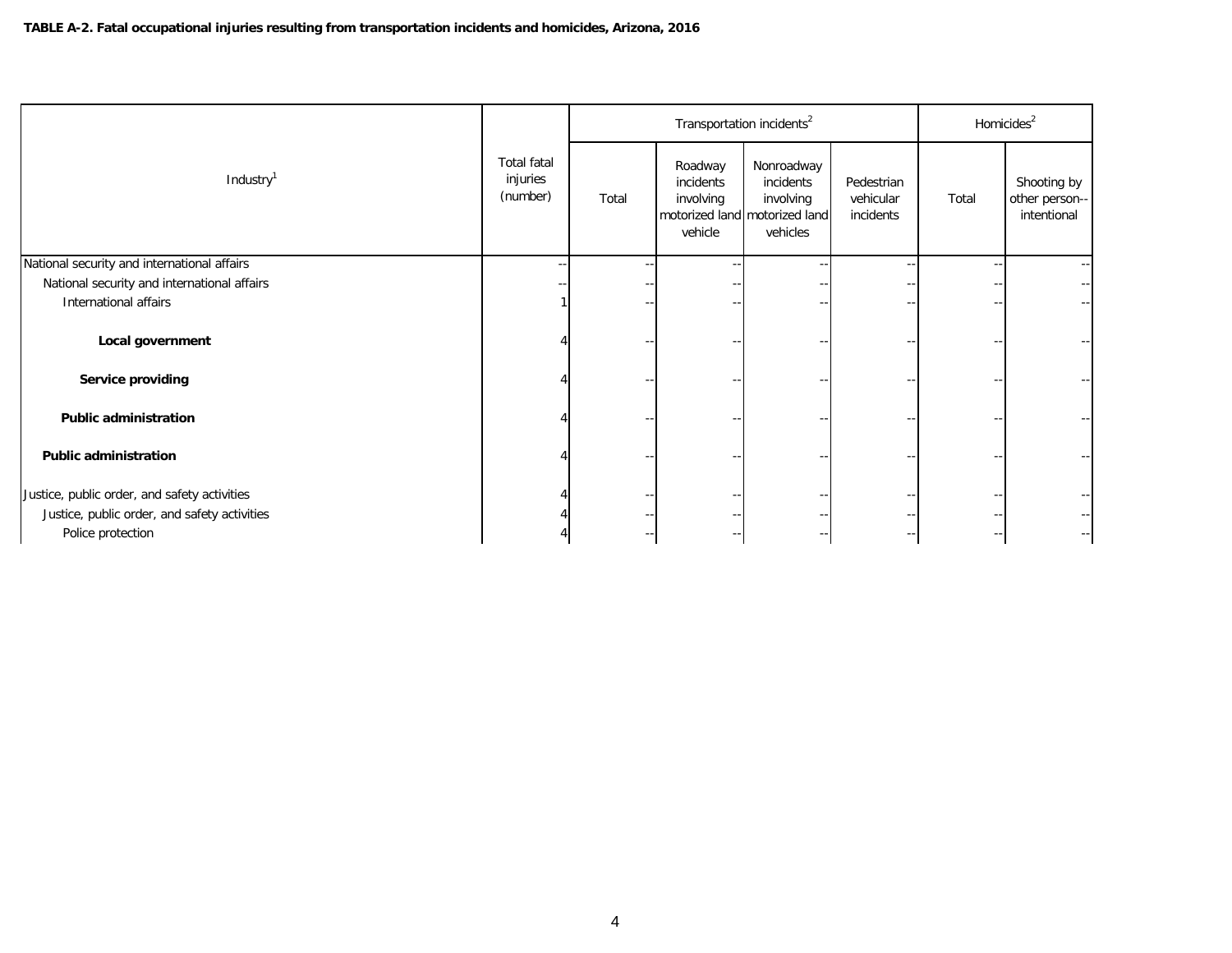**TABLE A-2. Fatal occupational injuries resulting from transportation incidents and homicides, Arizona, 2016**

| Industry[1] | Total fatal injuries (number) | Transportation incidents[2] | | | | Homicides[2] | |
|---|---|---|---|---|---|---|---|
| | | Total | Roadway incidents involving motorized land vehicle | Nonroadway incidents involving motorized land vehicles | Pedestrian vehicular incidents | Total | Shooting by other person--intentional |
| National security and international affairs | -- | -- | -- | -- | -- | -- | -- |
| National security and international affairs | -- | -- | -- | -- | -- | -- | -- |
| International affairs | 1 | -- | -- | -- | -- | -- | -- |
| **Local government** | 4 | -- | -- | -- | -- | -- | -- |
| **Service providing** | 4 | -- | -- | -- | -- | -- | -- |
| **Public administration** | 4 | -- | -- | -- | -- | -- | -- |
| **Public administration** | 4 | -- | -- | -- | -- | -- | -- |
| Justice, public order, and safety activities | 4 | -- | -- | -- | -- | -- | -- |
| Justice, public order, and safety activities | 4 | -- | -- | -- | -- | -- | -- |
| Police protection | 4 | -- | -- | -- | -- | -- | -- |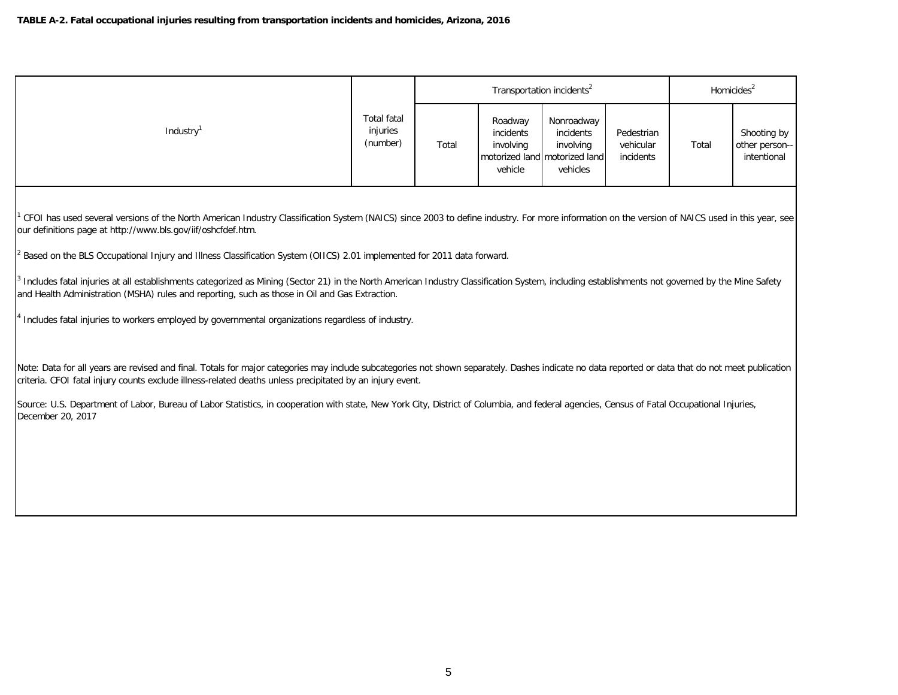**TABLE A-2. Fatal occupational injuries resulting from transportation incidents and homicides, Arizona, 2016**

| Industry[1] | Total fatal injuries (number) | Transportation incidents[2] | | | | Homicides[2] | |
|---|---|---|---|---|---|---|---|
| | | Total | Roadway incidents involving motorized land vehicle | Nonroadway incidents involving motorized land vehicles | Pedestrian vehicular incidents | Total | Shooting by other person--intentional |

[1] CFOI has used several versions of the North American Industry Classification System (NAICS) since 2003 to define industry. For more information on the version of NAICS used in this year, see our definitions page at http://www.bls.gov/iif/oshcfdef.htm.

[2] Based on the BLS Occupational Injury and Illness Classification System (OIICS) 2.01 implemented for 2011 data forward.

[3] Includes fatal injuries at all establishments categorized as Mining (Sector 21) in the North American Industry Classification System, including establishments not governed by the Mine Safety and Health Administration (MSHA) rules and reporting, such as those in Oil and Gas Extraction.

[4] Includes fatal injuries to workers employed by governmental organizations regardless of industry.

Note: Data for all years are revised and final. Totals for major categories may include subcategories not shown separately. Dashes indicate no data reported or data that do not meet publication criteria. CFOI fatal injury counts exclude illness-related deaths unless precipitated by an injury event.

Source: U.S. Department of Labor, Bureau of Labor Statistics, in cooperation with state, New York City, District of Columbia, and federal agencies, Census of Fatal Occupational Injuries, December 20, 2017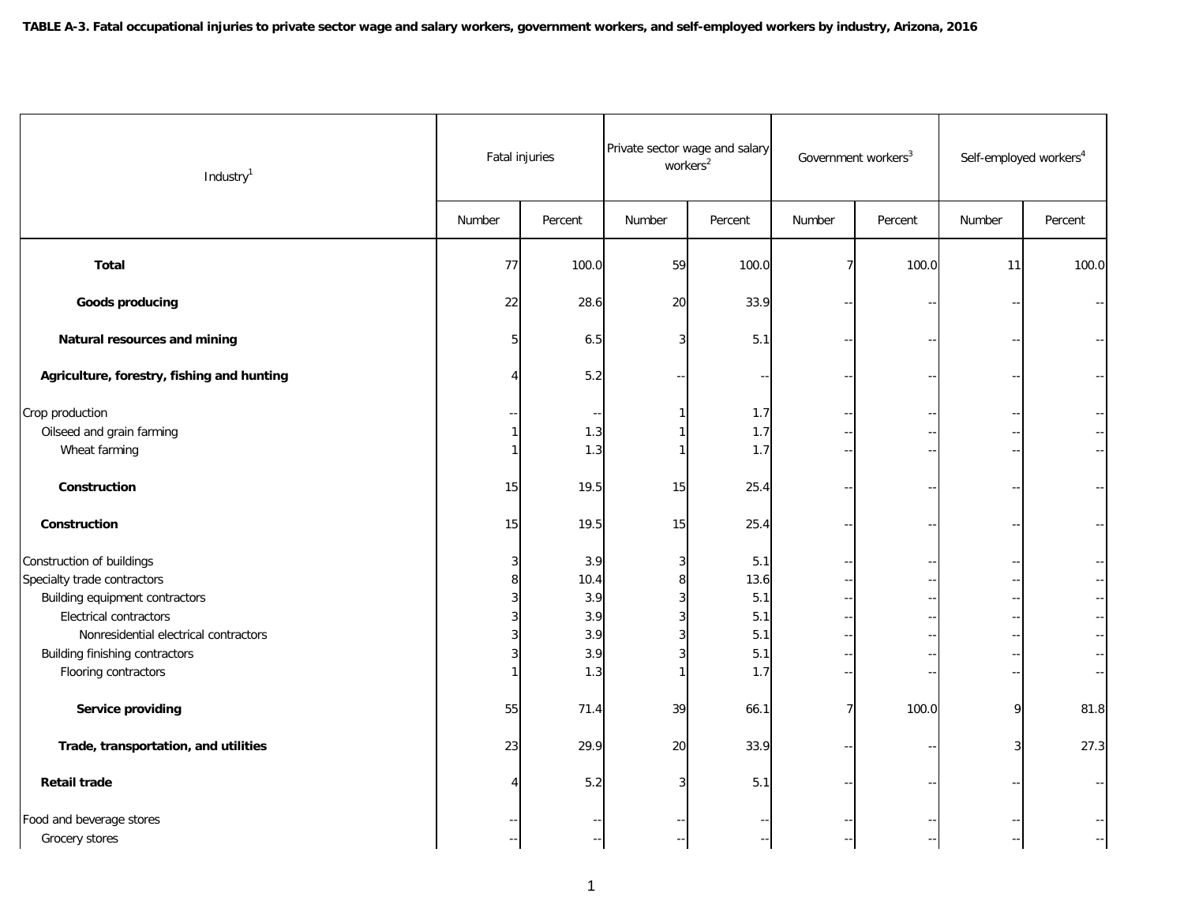**TABLE A-3. Fatal occupational injuries to private sector wage and salary workers, government workers, and self-employed workers by industry, Arizona, 2016**

| Industry[1] | Fatal injuries | | Private sector wage and salary workers[2] | | Government workers[3] | | Self-employed workers[4] | |
|---|---|---|---|---|---|---|---|---|
| | Number | Percent | Number | Percent | Number | Percent | Number | Percent |
| **Total** | 77 | 100.0 | 59 | 100.0 | 7 | 100.0 | 11 | 100.0 |
| **Goods producing** | 22 | 28.6 | 20 | 33.9 | -- | -- | -- | -- |
| **Natural resources and mining** | 5 | 6.5 | 3 | 5.1 | -- | -- | -- | -- |
| **Agriculture, forestry, fishing and hunting** | 4 | 5.2 | -- | -- | -- | -- | -- | -- |
| Crop production | -- | -- | 1 | 1.7 | -- | -- | -- | -- |
| Oilseed and grain farming | 1 | 1.3 | 1 | 1.7 | -- | -- | -- | -- |
| Wheat farming | 1 | 1.3 | 1 | 1.7 | -- | -- | -- | -- |
| **Construction** | 15 | 19.5 | 15 | 25.4 | -- | -- | -- | -- |
| **Construction** | 15 | 19.5 | 15 | 25.4 | -- | -- | -- | -- |
| Construction of buildings | 3 | 3.9 | 3 | 5.1 | -- | -- | -- | -- |
| Specialty trade contractors | 8 | 10.4 | 8 | 13.6 | -- | -- | -- | -- |
| Building equipment contractors | 3 | 3.9 | 3 | 5.1 | -- | -- | -- | -- |
| Electrical contractors | 3 | 3.9 | 3 | 5.1 | -- | -- | -- | -- |
| Nonresidential electrical contractors | 3 | 3.9 | 3 | 5.1 | -- | -- | -- | -- |
| Building finishing contractors | 3 | 3.9 | 3 | 5.1 | -- | -- | -- | -- |
| Flooring contractors | 1 | 1.3 | 1 | 1.7 | -- | -- | -- | -- |
| **Service providing** | 55 | 71.4 | 39 | 66.1 | 7 | 100.0 | 9 | 81.8 |
| **Trade, transportation, and utilities** | 23 | 29.9 | 20 | 33.9 | -- | -- | 3 | 27.3 |
| **Retail trade** | 4 | 5.2 | 3 | 5.1 | -- | -- | -- | -- |
| Food and beverage stores | -- | -- | -- | -- | -- | -- | -- | -- |
| Grocery stores | -- | -- | -- | -- | -- | -- | -- | -- |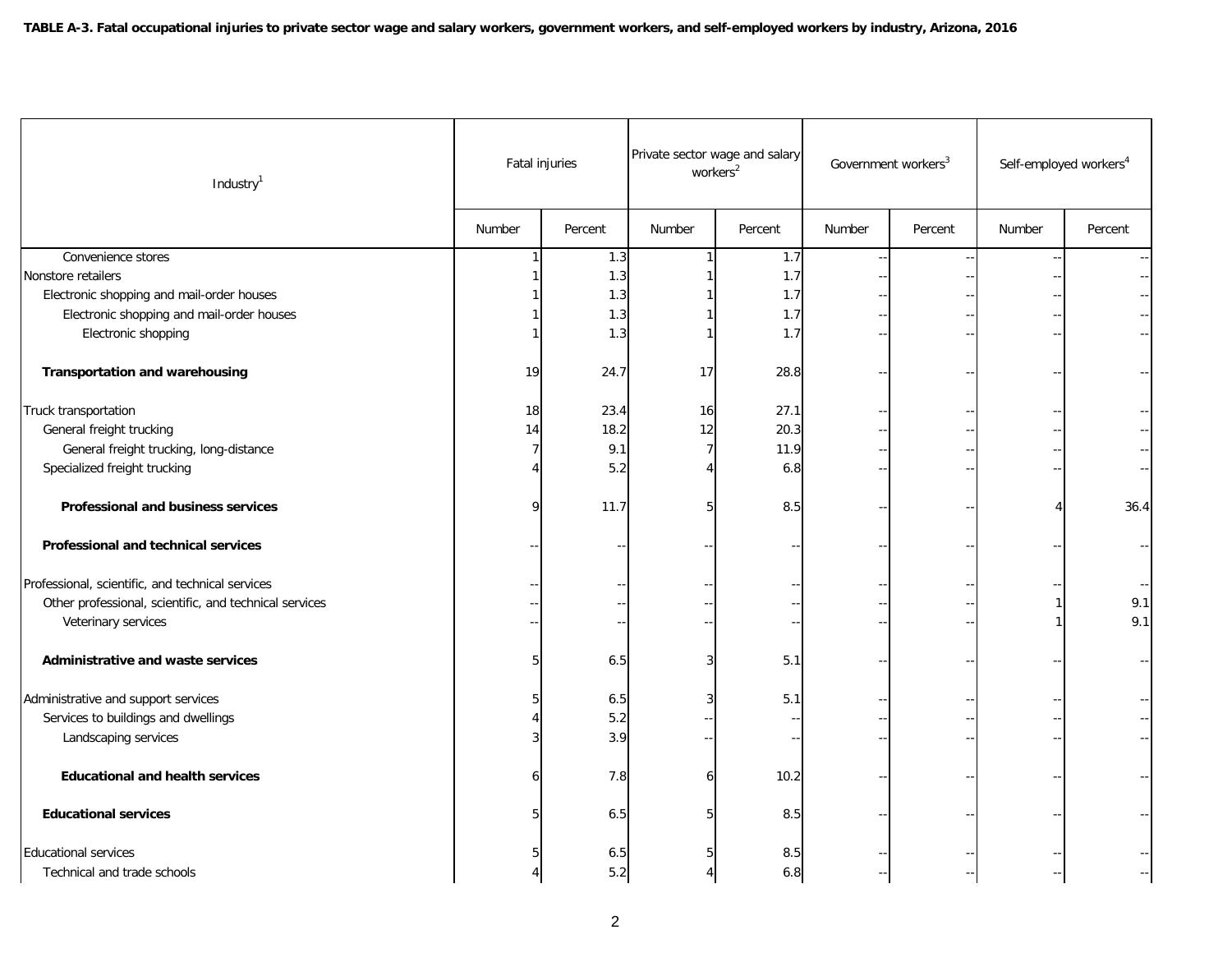**TABLE A-3. Fatal occupational injuries to private sector wage and salary workers, government workers, and self-employed workers by industry, Arizona, 2016**

| Industry[1] | Fatal injuries | | Private sector wage and salary workers[2] | | Government workers[3] | | Self-employed workers[4] | |
|---|---|---|---|---|---|---|---|---|
| | Number | Percent | Number | Percent | Number | Percent | Number | Percent |
| Convenience stores | 1 | 1.3 | 1 | 1.7 | -- | -- | -- | -- |
| Nonstore retailers | 1 | 1.3 | 1 | 1.7 | -- | -- | -- | -- |
| Electronic shopping and mail-order houses | 1 | 1.3 | 1 | 1.7 | -- | -- | -- | -- |
| Electronic shopping and mail-order houses | 1 | 1.3 | 1 | 1.7 | -- | -- | -- | -- |
| Electronic shopping | 1 | 1.3 | 1 | 1.7 | -- | -- | -- | -- |
| **Transportation and warehousing** | 19 | 24.7 | 17 | 28.8 | -- | -- | -- | -- |
| Truck transportation | 18 | 23.4 | 16 | 27.1 | -- | -- | -- | -- |
| General freight trucking | 14 | 18.2 | 12 | 20.3 | -- | -- | -- | -- |
| General freight trucking, long-distance | 7 | 9.1 | 7 | 11.9 | -- | -- | -- | -- |
| Specialized freight trucking | 4 | 5.2 | 4 | 6.8 | -- | -- | -- | -- |
| **Professional and business services** | 9 | 11.7 | 5 | 8.5 | -- | -- | 4 | 36.4 |
| **Professional and technical services** | -- | -- | -- | -- | -- | -- | -- | -- |
| Professional, scientific, and technical services | -- | -- | -- | -- | -- | -- | -- | -- |
| Other professional, scientific, and technical services | -- | -- | -- | -- | -- | -- | 1 | 9.1 |
| Veterinary services | -- | -- | -- | -- | -- | -- | 1 | 9.1 |
| **Administrative and waste services** | 5 | 6.5 | 3 | 5.1 | -- | -- | -- | -- |
| Administrative and support services | 5 | 6.5 | 3 | 5.1 | -- | -- | -- | -- |
| Services to buildings and dwellings | 4 | 5.2 | -- | -- | -- | -- | -- | -- |
| Landscaping services | 3 | 3.9 | -- | -- | -- | -- | -- | -- |
| **Educational and health services** | 6 | 7.8 | 6 | 10.2 | -- | -- | -- | -- |
| **Educational services** | 5 | 6.5 | 5 | 8.5 | -- | -- | -- | -- |
| Educational services | 5 | 6.5 | 5 | 8.5 | -- | -- | -- | -- |
| Technical and trade schools | 4 | 5.2 | 4 | 6.8 | -- | -- | -- | -- |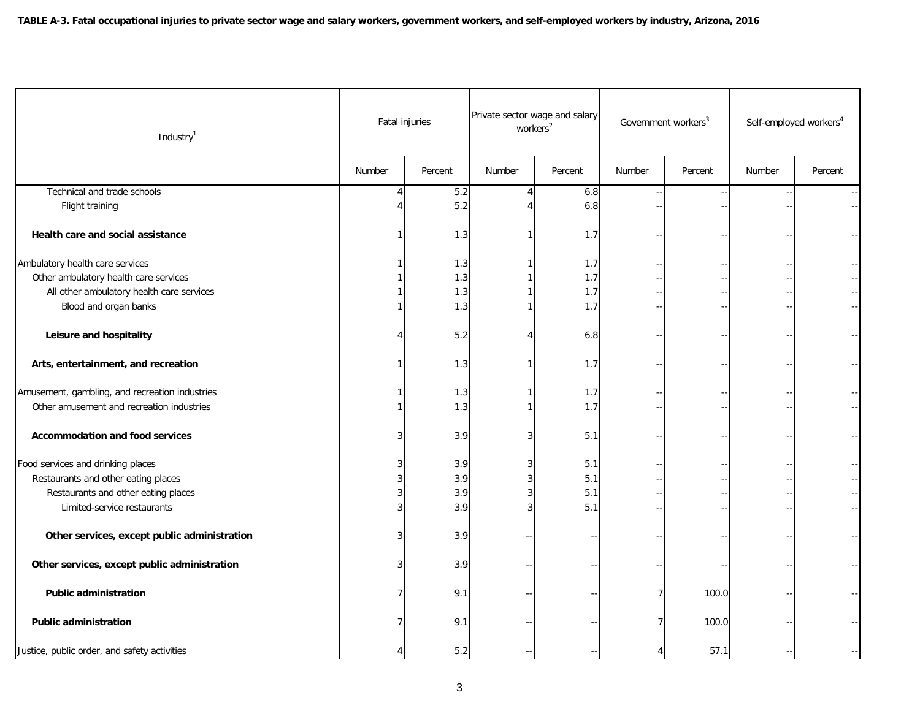**TABLE A-3. Fatal occupational injuries to private sector wage and salary workers, government workers, and self-employed workers by industry, Arizona, 2016**

| Industry[1] | Fatal injuries | | Private sector wage and salary workers[2] | | Government workers[3] | | Self-employed workers[4] | |
|---|---|---|---|---|---|---|---|---|
| | Number | Percent | Number | Percent | Number | Percent | Number | Percent |
| Technical and trade schools | 4 | 5.2 | 4 | 6.8 | -- | -- | -- | -- |
| Flight training | 4 | 5.2 | 4 | 6.8 | -- | -- | -- | -- |
| **Health care and social assistance** | 1 | 1.3 | 1 | 1.7 | -- | -- | -- | -- |
| Ambulatory health care services | 1 | 1.3 | 1 | 1.7 | -- | -- | -- | -- |
| Other ambulatory health care services | 1 | 1.3 | 1 | 1.7 | -- | -- | -- | -- |
| All other ambulatory health care services | 1 | 1.3 | 1 | 1.7 | -- | -- | -- | -- |
| Blood and organ banks | 1 | 1.3 | 1 | 1.7 | -- | -- | -- | -- |
| **Leisure and hospitality** | 4 | 5.2 | 4 | 6.8 | -- | -- | -- | -- |
| **Arts, entertainment, and recreation** | 1 | 1.3 | 1 | 1.7 | -- | -- | -- | -- |
| Amusement, gambling, and recreation industries | 1 | 1.3 | 1 | 1.7 | -- | -- | -- | -- |
| Other amusement and recreation industries | 1 | 1.3 | 1 | 1.7 | -- | -- | -- | -- |
| **Accommodation and food services** | 3 | 3.9 | 3 | 5.1 | -- | -- | -- | -- |
| Food services and drinking places | 3 | 3.9 | 3 | 5.1 | -- | -- | -- | -- |
| Restaurants and other eating places | 3 | 3.9 | 3 | 5.1 | -- | -- | -- | -- |
| Restaurants and other eating places | 3 | 3.9 | 3 | 5.1 | -- | -- | -- | -- |
| Limited-service restaurants | 3 | 3.9 | 3 | 5.1 | -- | -- | -- | -- |
| **Other services, except public administration** | 3 | 3.9 | -- | -- | -- | -- | -- | -- |
| **Other services, except public administration** | 3 | 3.9 | -- | -- | -- | -- | -- | -- |
| **Public administration** | 7 | 9.1 | -- | -- | 7 | 100.0 | -- | -- |
| **Public administration** | 7 | 9.1 | -- | -- | 7 | 100.0 | -- | -- |
| Justice, public order, and safety activities | 4 | 5.2 | -- | -- | 4 | 57.1 | -- | -- |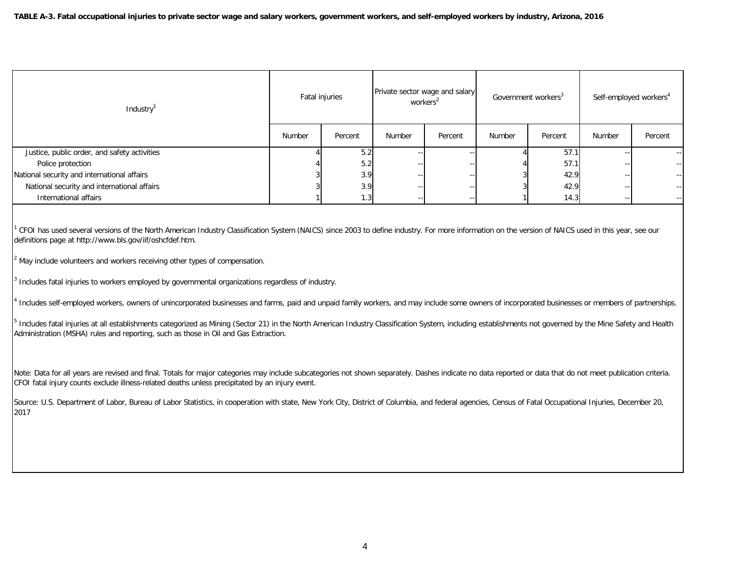**TABLE A-3. Fatal occupational injuries to private sector wage and salary workers, government workers, and self-employed workers by industry, Arizona, 2016**

| Industry[1] | Fatal injuries | | Private sector wage and salary workers[2] | | Government workers[3] | | Self-employed workers[4] | |
|---|---|---|---|---|---|---|---|---|
| | Number | Percent | Number | Percent | Number | Percent | Number | Percent |
| Justice, public order, and safety activities | 4 | 5.2 | -- | -- | 4 | 57.1 | -- | -- |
| Police protection | 4 | 5.2 | -- | -- | 4 | 57.1 | -- | -- |
| National security and international affairs | 3 | 3.9 | -- | -- | 3 | 42.9 | -- | -- |
| National security and international affairs | 3 | 3.9 | -- | -- | 3 | 42.9 | -- | -- |
| International affairs | 1 | 1.3 | -- | -- | 1 | 14.3 | -- | -- |

[1] CFOI has used several versions of the North American Industry Classification System (NAICS) since 2003 to define industry. For more information on the version of NAICS used in this year, see our definitions page at http://www.bls.gov/iif/oshcfdef.htm.

[2] May include volunteers and workers receiving other types of compensation.

[3] Includes fatal injuries to workers employed by governmental organizations regardless of industry.

[4] Includes self-employed workers, owners of unincorporated businesses and farms, paid and unpaid family workers, and may include some owners of incorporated businesses or members of partnerships.

[5] Includes fatal injuries at all establishments categorized as Mining (Sector 21) in the North American Industry Classification System, including establishments not governed by the Mine Safety and Health Administration (MSHA) rules and reporting, such as those in Oil and Gas Extraction.

Note: Data for all years are revised and final. Totals for major categories may include subcategories not shown separately. Dashes indicate no data reported or data that do not meet publication criteria. CFOI fatal injury counts exclude illness-related deaths unless precipitated by an injury event.

Source: U.S. Department of Labor, Bureau of Labor Statistics, in cooperation with state, New York City, District of Columbia, and federal agencies, Census of Fatal Occupational Injuries, December 20, 2017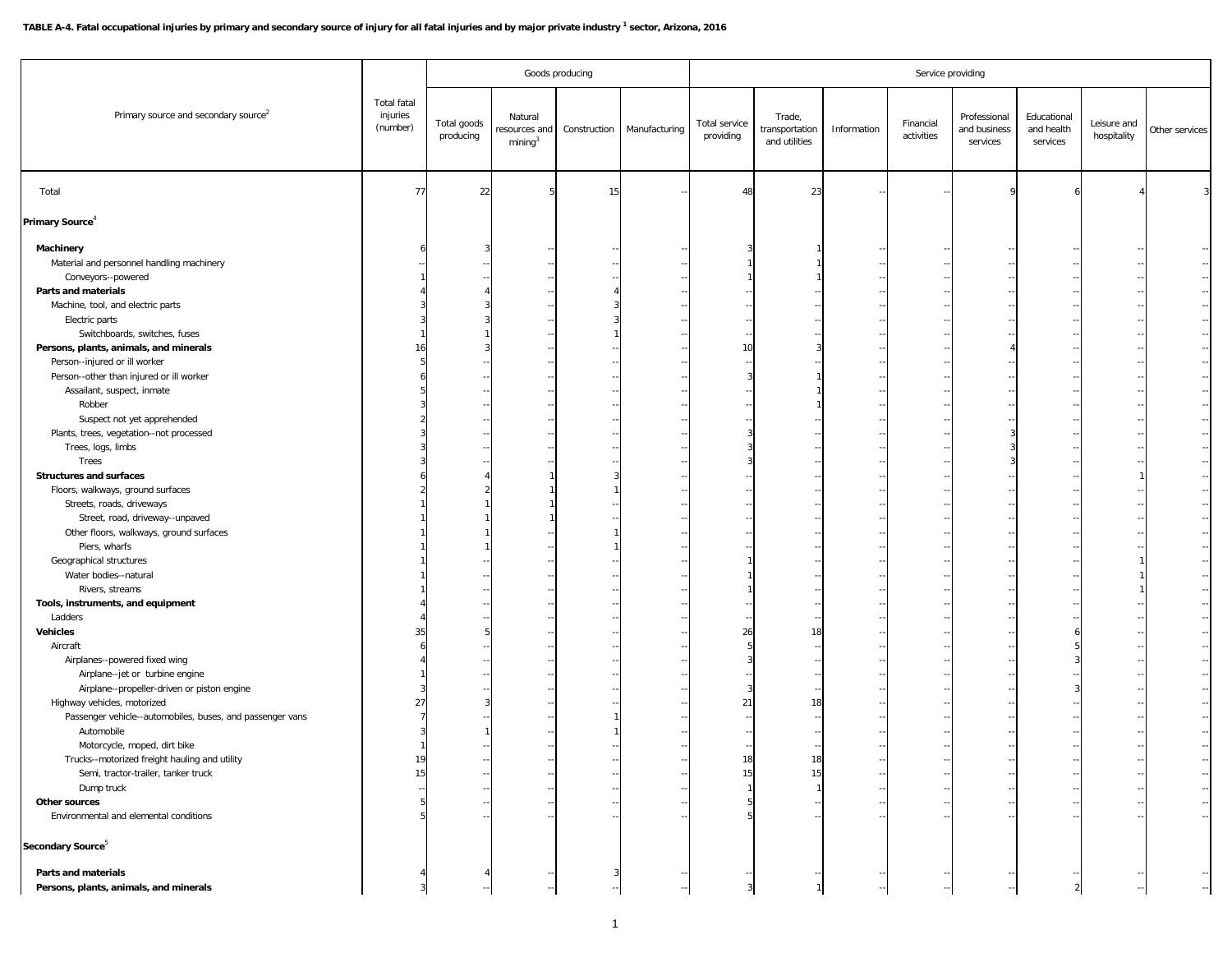**TABLE A-4. Fatal occupational injuries by primary and secondary source of injury for all fatal injuries and by major private industry [1] sector, Arizona, 2016**

| Primary source and secondary source[2] | Total fatal injuries (number) | Goods producing | | | | Service providing | | | | | | | |
|---|---|---|---|---|---|---|---|---|---|---|---|---|---|
| | | Total goods producing | Natural resources and mining[3] | Construction | Manufacturing | Total service providing | Trade, transportation and utilities | Information | Financial activities | Professional and business services | Educational and health services | Leisure and hospitality | Other services |
| Total | 77 | 22 | 5 | 15 | -- | 48 | 23 | -- | -- | 9 | 6 | 4 | 3 |
| **Primary Source[4]** | | | | | | | | | | | | | |
| **Machinery** | 6 | 3 | -- | -- | -- | 3 | 1 | -- | -- | -- | -- | -- | -- |
| Material and personnel handling machinery | -- | -- | -- | -- | -- | 1 | 1 | -- | -- | -- | -- | -- | -- |
| Conveyors--powered | 1 | -- | -- | -- | -- | 1 | 1 | -- | -- | -- | -- | -- | -- |
| **Parts and materials** | 4 | 4 | -- | 4 | -- | -- | -- | -- | -- | -- | -- | -- | -- |
| Machine, tool, and electric parts | 3 | 3 | -- | 3 | -- | -- | -- | -- | -- | -- | -- | -- | -- |
| Electric parts | 3 | 3 | -- | 3 | -- | -- | -- | -- | -- | -- | -- | -- | -- |
| Switchboards, switches, fuses | 1 | 1 | -- | 1 | -- | -- | -- | -- | -- | -- | -- | -- | -- |
| **Persons, plants, animals, and minerals** | 16 | 3 | -- | -- | -- | 10 | 3 | -- | -- | 4 | -- | -- | -- |
| Person--injured or ill worker | 5 | -- | -- | -- | -- | -- | -- | -- | -- | -- | -- | -- | -- |
| Person--other than injured or ill worker | 6 | -- | -- | -- | -- | 3 | 1 | -- | -- | -- | -- | -- | -- |
| Assailant, suspect, inmate | 5 | -- | -- | -- | -- | -- | 1 | -- | -- | -- | -- | -- | -- |
| Robber | 3 | -- | -- | -- | -- | -- | 1 | -- | -- | -- | -- | -- | -- |
| Suspect not yet apprehended | 2 | -- | -- | -- | -- | -- | -- | -- | -- | -- | -- | -- | -- |
| Plants, trees, vegetation--not processed | 3 | -- | -- | -- | -- | 3 | -- | -- | -- | 3 | -- | -- | -- |
| Trees, logs, limbs | 3 | -- | -- | -- | -- | 3 | -- | -- | -- | 3 | -- | -- | -- |
| Trees | 3 | -- | -- | -- | -- | 3 | -- | -- | -- | 3 | -- | -- | -- |
| **Structures and surfaces** | 6 | 4 | 1 | 3 | -- | -- | -- | -- | -- | -- | -- | 1 | -- |
| Floors, walkways, ground surfaces | 2 | 2 | 1 | 1 | -- | -- | -- | -- | -- | -- | -- | -- | -- |
| Streets, roads, driveways | 1 | 1 | 1 | -- | -- | -- | -- | -- | -- | -- | -- | -- | -- |
| Street, road, driveway--unpaved | 1 | 1 | 1 | -- | -- | -- | -- | -- | -- | -- | -- | -- | -- |
| Other floors, walkways, ground surfaces | 1 | 1 | -- | 1 | -- | -- | -- | -- | -- | -- | -- | -- | -- |
| Piers, wharfs | 1 | 1 | -- | 1 | -- | -- | -- | -- | -- | -- | -- | -- | -- |
| Geographical structures | 1 | -- | -- | -- | -- | 1 | -- | -- | -- | -- | -- | 1 | -- |
| Water bodies--natural | 1 | -- | -- | -- | -- | 1 | -- | -- | -- | -- | -- | 1 | -- |
| Rivers, streams | 1 | -- | -- | -- | -- | 1 | -- | -- | -- | -- | -- | 1 | -- |
| **Tools, instruments, and equipment** | 4 | -- | -- | -- | -- | -- | -- | -- | -- | -- | -- | -- | -- |
| Ladders | 4 | -- | -- | -- | -- | -- | -- | -- | -- | -- | -- | -- | -- |
| **Vehicles** | 35 | 5 | -- | -- | -- | 26 | 18 | -- | -- | -- | 6 | -- | -- |
| Aircraft | 6 | -- | -- | -- | -- | 5 | -- | -- | -- | -- | 5 | -- | -- |
| Airplanes--powered fixed wing | 4 | -- | -- | -- | -- | 3 | -- | -- | -- | -- | 3 | -- | -- |
| Airplane--jet or turbine engine | 1 | -- | -- | -- | -- | -- | -- | -- | -- | -- | -- | -- | -- |
| Airplane--propeller-driven or piston engine | 3 | -- | -- | -- | -- | 3 | -- | -- | -- | -- | 3 | -- | -- |
| Highway vehicles, motorized | 27 | 3 | -- | -- | -- | 21 | 18 | -- | -- | -- | -- | -- | -- |
| Passenger vehicle--automobiles, buses, and passenger vans | 7 | -- | -- | 1 | -- | -- | -- | -- | -- | -- | -- | -- | -- |
| Automobile | 3 | 1 | -- | 1 | -- | -- | -- | -- | -- | -- | -- | -- | -- |
| Motorcycle, moped, dirt bike | 1 | -- | -- | -- | -- | -- | -- | -- | -- | -- | -- | -- | -- |
| Trucks--motorized freight hauling and utility | 19 | -- | -- | -- | -- | 18 | 18 | -- | -- | -- | -- | -- | -- |
| Semi, tractor-trailer, tanker truck | 15 | -- | -- | -- | -- | 15 | 15 | -- | -- | -- | -- | -- | -- |
| Dump truck | -- | -- | -- | -- | -- | 1 | 1 | -- | -- | -- | -- | -- | -- |
| **Other sources** | 5 | -- | -- | -- | -- | 5 | -- | -- | -- | -- | -- | -- | -- |
| Environmental and elemental conditions | 5 | -- | -- | -- | -- | 5 | -- | -- | -- | -- | -- | -- | -- |
| **Secondary Source[5]** | | | | | | | | | | | | | |
| **Parts and materials** | 4 | 4 | -- | 3 | -- | -- | -- | -- | -- | -- | -- | -- | -- |
| **Persons, plants, animals, and minerals** | 3 | -- | -- | -- | -- | 3 | 1 | -- | -- | -- | 2 | -- | -- |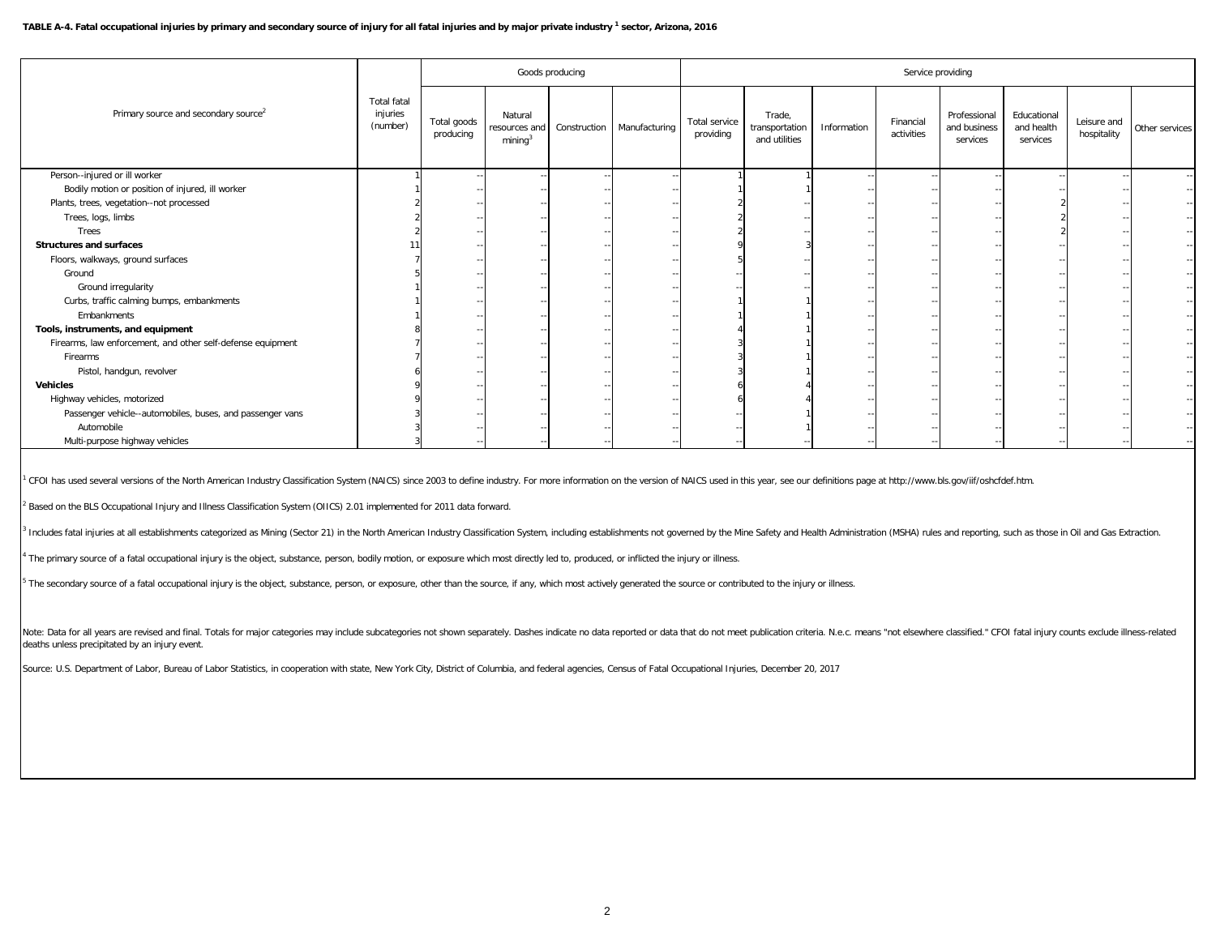**TABLE A-4. Fatal occupational injuries by primary and secondary source of injury for all fatal injuries and by major private industry [1] sector, Arizona, 2016**

| Primary source and secondary source[2] | Total fatal injuries (number) | Goods producing | | | | Service providing | | | | | | | |
|---|---|---|---|---|---|---|---|---|---|---|---|---|---|
| | | Total goods producing | Natural resources and mining[3] | Construction | Manufacturing | Total service providing | Trade, transportation and utilities | Information | Financial activities | Professional and business services | Educational and health services | Leisure and hospitality | Other services |
| Person--injured or ill worker | 1 | -- | -- | -- | -- | 1 | 1 | -- | -- | -- | -- | -- | -- |
| Bodily motion or position of injured, ill worker | 1 | -- | -- | -- | -- | 1 | 1 | -- | -- | -- | -- | -- | -- |
| Plants, trees, vegetation--not processed | 2 | -- | -- | -- | -- | 2 | -- | -- | -- | -- | 2 | -- | -- |
| Trees, logs, limbs | 2 | -- | -- | -- | -- | 2 | -- | -- | -- | -- | 2 | -- | -- |
| Trees | 2 | -- | -- | -- | -- | 2 | -- | -- | -- | -- | 2 | -- | -- |
| **Structures and surfaces** | 11 | -- | -- | -- | -- | 9 | 3 | -- | -- | -- | -- | -- | -- |
| Floors, walkways, ground surfaces | 7 | -- | -- | -- | -- | 5 | -- | -- | -- | -- | -- | -- | -- |
| Ground | 5 | -- | -- | -- | -- | -- | -- | -- | -- | -- | -- | -- | -- |
| Ground irregularity | 1 | -- | -- | -- | -- | -- | -- | -- | -- | -- | -- | -- | -- |
| Curbs, traffic calming bumps, embankments | 1 | -- | -- | -- | -- | 1 | 1 | -- | -- | -- | -- | -- | -- |
| Embankments | 1 | -- | -- | -- | -- | 1 | 1 | -- | -- | -- | -- | -- | -- |
| **Tools, instruments, and equipment** | 8 | -- | -- | -- | -- | 4 | 1 | -- | -- | -- | -- | -- | -- |
| Firearms, law enforcement, and other self-defense equipment | 7 | -- | -- | -- | -- | 3 | 1 | -- | -- | -- | -- | -- | -- |
| Firearms | 7 | -- | -- | -- | -- | 3 | 1 | -- | -- | -- | -- | -- | -- |
| Pistol, handgun, revolver | 6 | -- | -- | -- | -- | 3 | 1 | -- | -- | -- | -- | -- | -- |
| **Vehicles** | 9 | -- | -- | -- | -- | 6 | 4 | -- | -- | -- | -- | -- | -- |
| Highway vehicles, motorized | 9 | -- | -- | -- | -- | 6 | 4 | -- | -- | -- | -- | -- | -- |
| Passenger vehicle--automobiles, buses, and passenger vans | 3 | -- | -- | -- | -- | -- | 1 | -- | -- | -- | -- | -- | -- |
| Automobile | 3 | -- | -- | -- | -- | -- | 1 | -- | -- | -- | -- | -- | -- |
| Multi-purpose highway vehicles | 3 | -- | -- | -- | -- | -- | -- | -- | -- | -- | -- | -- | -- |

[1] CFOI has used several versions of the North American Industry Classification System (NAICS) since 2003 to define industry. For more information on the version of NAICS used in this year, see our definitions page at http://www.bls.gov/iif/oshcfdef.htm.

[2] Based on the BLS Occupational Injury and Illness Classification System (OIICS) 2.01 implemented for 2011 data forward.

[3] Includes fatal injuries at all establishments categorized as Mining (Sector 21) in the North American Industry Classification System, including establishments not governed by the Mine Safety and Health Administration (MSHA) rules and reporting, such as those in Oil and Gas Extraction.

[4] The primary source of a fatal occupational injury is the object, substance, person, bodily motion, or exposure which most directly led to, produced, or inflicted the injury or illness.

[5] The secondary source of a fatal occupational injury is the object, substance, person, or exposure, other than the source, if any, which most actively generated the source or contributed to the injury or illness.

Note: Data for all years are revised and final. Totals for major categories may include subcategories not shown separately. Dashes indicate no data reported or data that do not meet publication criteria. N.e.c. means "not elsewhere classified." CFOI fatal injury counts exclude illness-related deaths unless precipitated by an injury event.

Source: U.S. Department of Labor, Bureau of Labor Statistics, in cooperation with state, New York City, District of Columbia, and federal agencies, Census of Fatal Occupational Injuries, December 20, 2017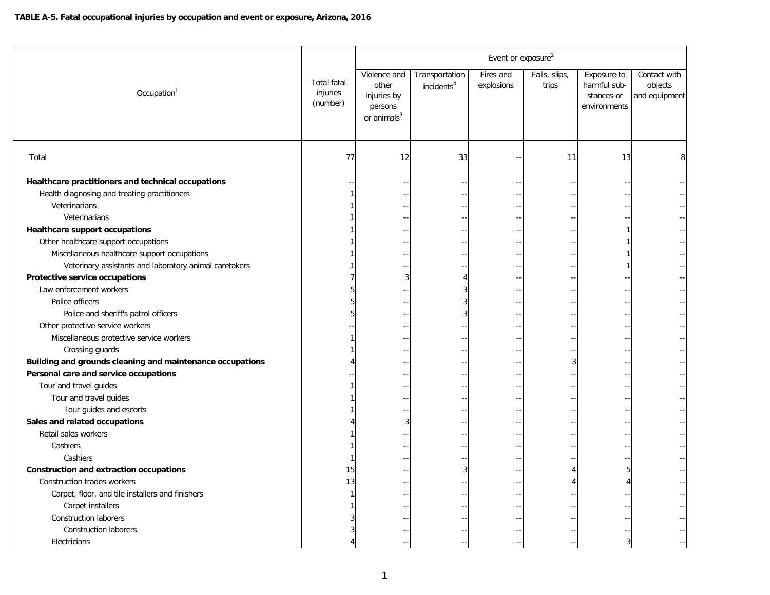**TABLE A-5. Fatal occupational injuries by occupation and event or exposure, Arizona, 2016**

| Occupation[1] | Total fatal injuries (number) | Event or exposure[2] | | | | | |
|---|---|---|---|---|---|---|---|
| | | Violence and other injuries by persons or animals[3] | Transportation incidents[4] | Fires and explosions | Falls, slips, trips | Exposure to harmful substances or environments | Contact with objects and equipment |
| Total | 77 | 12 | 33 | -- | 11 | 13 | 8 |
| **Healthcare practitioners and technical occupations** | -- | -- | -- | -- | -- | -- | -- |
| Health diagnosing and treating practitioners | 1 | -- | -- | -- | -- | -- | -- |
| Veterinarians | 1 | -- | -- | -- | -- | -- | -- |
| Veterinarians | 1 | -- | -- | -- | -- | -- | -- |
| **Healthcare support occupations** | 1 | -- | -- | -- | -- | 1 | -- |
| Other healthcare support occupations | 1 | -- | -- | -- | -- | 1 | -- |
| Miscellaneous healthcare support occupations | 1 | -- | -- | -- | -- | 1 | -- |
| Veterinary assistants and laboratory animal caretakers | 1 | -- | -- | -- | -- | 1 | -- |
| **Protective service occupations** | 7 | 3 | 4 | -- | -- | -- | -- |
| Law enforcement workers | 5 | -- | 3 | -- | -- | -- | -- |
| Police officers | 5 | -- | 3 | -- | -- | -- | -- |
| Police and sheriff's patrol officers | 5 | -- | 3 | -- | -- | -- | -- |
| Other protective service workers | -- | -- | -- | -- | -- | -- | -- |
| Miscellaneous protective service workers | 1 | -- | -- | -- | -- | -- | -- |
| Crossing guards | 1 | -- | -- | -- | -- | -- | -- |
| **Building and grounds cleaning and maintenance occupations** | 4 | -- | -- | -- | 3 | -- | -- |
| **Personal care and service occupations** | -- | -- | -- | -- | -- | -- | -- |
| Tour and travel guides | 1 | -- | -- | -- | -- | -- | -- |
| Tour and travel guides | 1 | -- | -- | -- | -- | -- | -- |
| Tour guides and escorts | 1 | -- | -- | -- | -- | -- | -- |
| **Sales and related occupations** | 4 | 3 | -- | -- | -- | -- | -- |
| Retail sales workers | 1 | -- | -- | -- | -- | -- | -- |
| Cashiers | 1 | -- | -- | -- | -- | -- | -- |
| Cashiers | 1 | -- | -- | -- | -- | -- | -- |
| **Construction and extraction occupations** | 15 | -- | 3 | -- | 4 | 5 | -- |
| Construction trades workers | 13 | -- | -- | -- | 4 | 4 | -- |
| Carpet, floor, and tile installers and finishers | 1 | -- | -- | -- | -- | -- | -- |
| Carpet installers | 1 | -- | -- | -- | -- | -- | -- |
| Construction laborers | 3 | -- | -- | -- | -- | -- | -- |
| Construction laborers | 3 | -- | -- | -- | -- | -- | -- |
| Electricians | 4 | -- | -- | -- | -- | 3 | -- |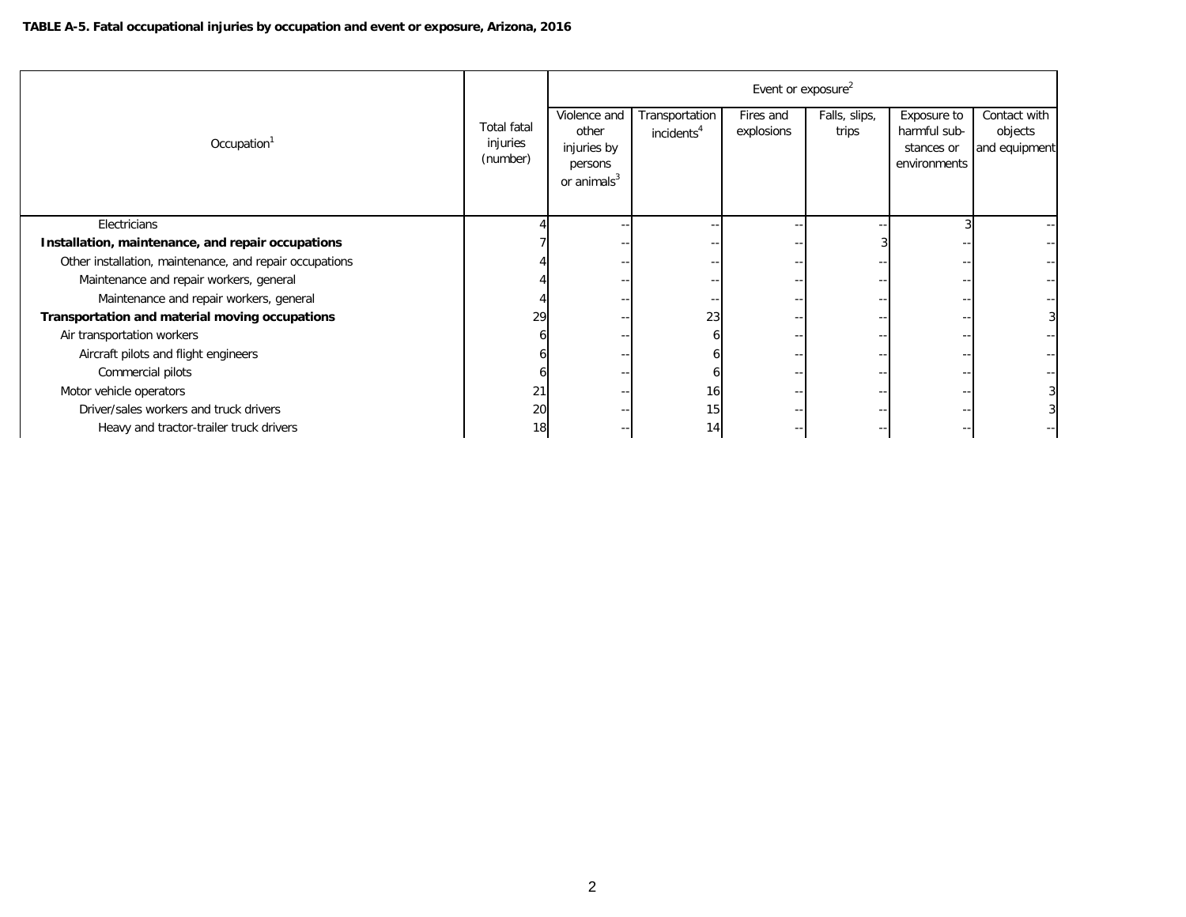**TABLE A-5. Fatal occupational injuries by occupation and event or exposure, Arizona, 2016**

| Occupation[1] | Total fatal injuries (number) | Event or exposure[2] | | | | | |
|---|---|---|---|---|---|---|---|
| | | Violence and other injuries by persons or animals[3] | Transportation incidents[4] | Fires and explosions | Falls, slips, trips | Exposure to harmful substances or environments | Contact with objects and equipment |
| Electricians | 4 | -- | -- | -- | -- | 3 | -- |
| **Installation, maintenance, and repair occupations** | 7 | -- | -- | -- | 3 | -- | -- |
| Other installation, maintenance, and repair occupations | 4 | -- | -- | -- | -- | -- | -- |
| Maintenance and repair workers, general | 4 | -- | -- | -- | -- | -- | -- |
| Maintenance and repair workers, general | 4 | -- | -- | -- | -- | -- | -- |
| **Transportation and material moving occupations** | 29 | -- | 23 | -- | -- | -- | 3 |
| Air transportation workers | 6 | -- | 6 | -- | -- | -- | -- |
| Aircraft pilots and flight engineers | 6 | -- | 6 | -- | -- | -- | -- |
| Commercial pilots | 6 | -- | 6 | -- | -- | -- | -- |
| Motor vehicle operators | 21 | -- | 16 | -- | -- | -- | 3 |
| Driver/sales workers and truck drivers | 20 | -- | 15 | -- | -- | -- | 3 |
| Heavy and tractor-trailer truck drivers | 18 | -- | 14 | -- | -- | -- | -- |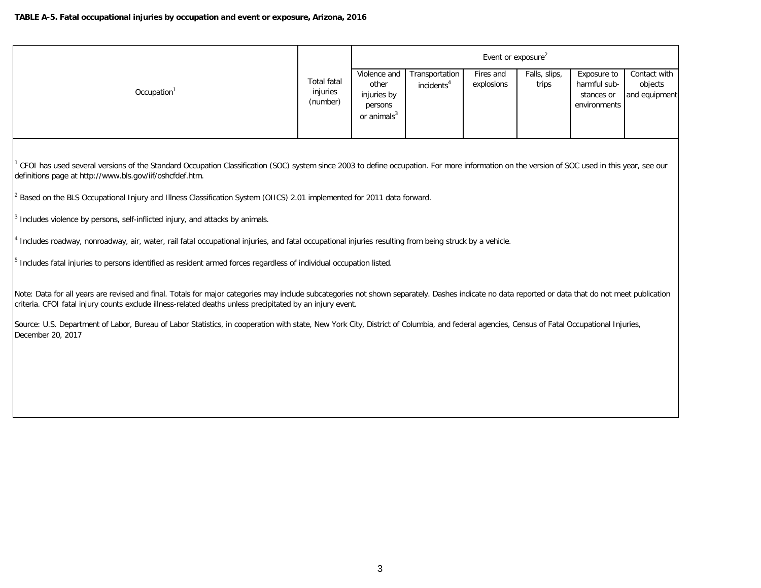**TABLE A-5. Fatal occupational injuries by occupation and event or exposure, Arizona, 2016**

| Occupation[1] | Total fatal injuries (number) | Event or exposure[2] | | | | | |
|---|---|---|---|---|---|---|---|
| | | Violence and other injuries by persons or animals[3] | Transportation incidents[4] | Fires and explosions | Falls, slips, trips | Exposure to harmful substances or environments | Contact with objects and equipment |

[1] CFOI has used several versions of the Standard Occupation Classification (SOC) system since 2003 to define occupation. For more information on the version of SOC used in this year, see our definitions page at http://www.bls.gov/iif/oshcfdef.htm.

[2] Based on the BLS Occupational Injury and Illness Classification System (OIICS) 2.01 implemented for 2011 data forward.

[3] Includes violence by persons, self-inflicted injury, and attacks by animals.

[4] Includes roadway, nonroadway, air, water, rail fatal occupational injuries, and fatal occupational injuries resulting from being struck by a vehicle.

[5] Includes fatal injuries to persons identified as resident armed forces regardless of individual occupation listed.

Note: Data for all years are revised and final. Totals for major categories may include subcategories not shown separately. Dashes indicate no data reported or data that do not meet publication criteria. CFOI fatal injury counts exclude illness-related deaths unless precipitated by an injury event.

Source: U.S. Department of Labor, Bureau of Labor Statistics, in cooperation with state, New York City, District of Columbia, and federal agencies, Census of Fatal Occupational Injuries, December 20, 2017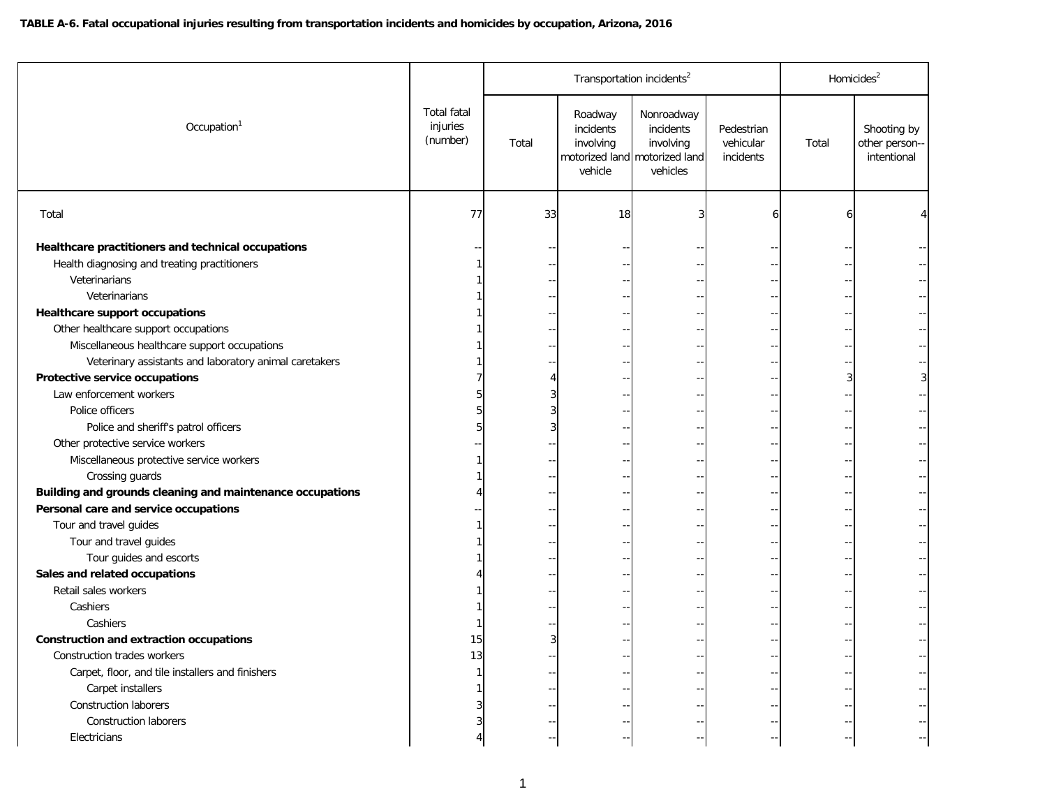**TABLE A-6. Fatal occupational injuries resulting from transportation incidents and homicides by occupation, Arizona, 2016**

| Occupation[1] | Total fatal injuries (number) | Transportation incidents[2] | | | | Homicides[2] | |
|---|---|---|---|---|---|---|---|
| | | Total | Roadway incidents involving motorized land vehicle | Nonroadway incidents involving motorized land vehicles | Pedestrian vehicular incidents | Total | Shooting by other person--intentional |
| Total | 77 | 33 | 18 | 3 | 6 | 6 | 4 |
| **Healthcare practitioners and technical occupations** | -- | -- | -- | -- | -- | -- | -- |
| Health diagnosing and treating practitioners | 1 | -- | -- | -- | -- | -- | -- |
| Veterinarians | 1 | -- | -- | -- | -- | -- | -- |
| Veterinarians | 1 | -- | -- | -- | -- | -- | -- |
| **Healthcare support occupations** | 1 | -- | -- | -- | -- | -- | -- |
| Other healthcare support occupations | 1 | -- | -- | -- | -- | -- | -- |
| Miscellaneous healthcare support occupations | 1 | -- | -- | -- | -- | -- | -- |
| Veterinary assistants and laboratory animal caretakers | 1 | -- | -- | -- | -- | -- | -- |
| **Protective service occupations** | 7 | 4 | -- | -- | -- | 3 | 3 |
| Law enforcement workers | 5 | 3 | -- | -- | -- | -- | -- |
| Police officers | 5 | 3 | -- | -- | -- | -- | -- |
| Police and sheriff's patrol officers | 5 | 3 | -- | -- | -- | -- | -- |
| Other protective service workers | -- | -- | -- | -- | -- | -- | -- |
| Miscellaneous protective service workers | 1 | -- | -- | -- | -- | -- | -- |
| Crossing guards | 1 | -- | -- | -- | -- | -- | -- |
| **Building and grounds cleaning and maintenance occupations** | 4 | -- | -- | -- | -- | -- | -- |
| **Personal care and service occupations** | -- | -- | -- | -- | -- | -- | -- |
| Tour and travel guides | 1 | -- | -- | -- | -- | -- | -- |
| Tour and travel guides | 1 | -- | -- | -- | -- | -- | -- |
| Tour guides and escorts | 1 | -- | -- | -- | -- | -- | -- |
| **Sales and related occupations** | 4 | -- | -- | -- | -- | -- | -- |
| Retail sales workers | 1 | -- | -- | -- | -- | -- | -- |
| Cashiers | 1 | -- | -- | -- | -- | -- | -- |
| Cashiers | 1 | -- | -- | -- | -- | -- | -- |
| **Construction and extraction occupations** | 15 | 3 | -- | -- | -- | -- | -- |
| Construction trades workers | 13 | -- | -- | -- | -- | -- | -- |
| Carpet, floor, and tile installers and finishers | 1 | -- | -- | -- | -- | -- | -- |
| Carpet installers | 1 | -- | -- | -- | -- | -- | -- |
| Construction laborers | 3 | -- | -- | -- | -- | -- | -- |
| Construction laborers | 3 | -- | -- | -- | -- | -- | -- |
| Electricians | 4 | -- | -- | -- | -- | -- | -- |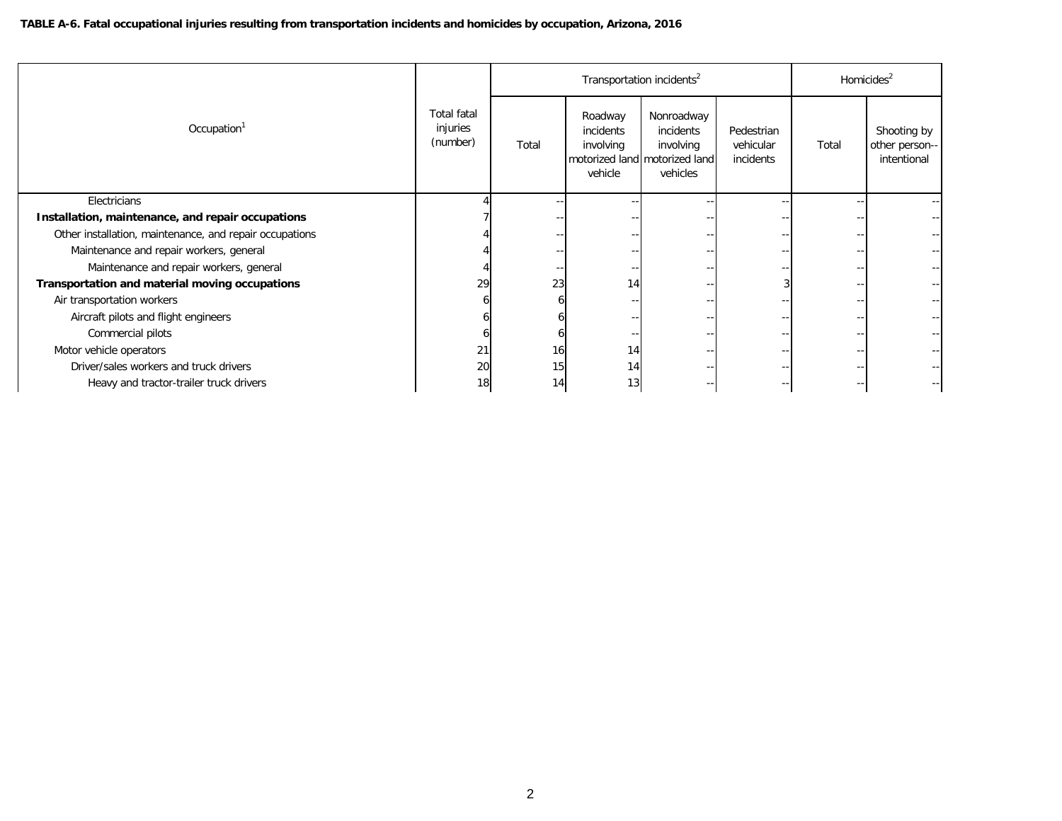**TABLE A-6. Fatal occupational injuries resulting from transportation incidents and homicides by occupation, Arizona, 2016**

| Occupation[1] | Total fatal injuries (number) | Transportation incidents[2] | | | | Homicides[2] | |
|---|---|---|---|---|---|---|---|
| | | Total | Roadway incidents involving motorized land vehicle | Nonroadway incidents involving motorized land vehicles | Pedestrian vehicular incidents | Total | Shooting by other person--intentional |
| Electricians | 4 | -- | -- | -- | -- | -- | -- |
| **Installation, maintenance, and repair occupations** | 7 | -- | -- | -- | -- | -- | -- |
| Other installation, maintenance, and repair occupations | 4 | -- | -- | -- | -- | -- | -- |
| Maintenance and repair workers, general | 4 | -- | -- | -- | -- | -- | -- |
| Maintenance and repair workers, general | 4 | -- | -- | -- | -- | -- | -- |
| **Transportation and material moving occupations** | 29 | 23 | 14 | -- | 3 | -- | -- |
| Air transportation workers | 6 | 6 | -- | -- | -- | -- | -- |
| Aircraft pilots and flight engineers | 6 | 6 | -- | -- | -- | -- | -- |
| Commercial pilots | 6 | 6 | -- | -- | -- | -- | -- |
| Motor vehicle operators | 21 | 16 | 14 | -- | -- | -- | -- |
| Driver/sales workers and truck drivers | 20 | 15 | 14 | -- | -- | -- | -- |
| Heavy and tractor-trailer truck drivers | 18 | 14 | 13 | -- | -- | -- | -- |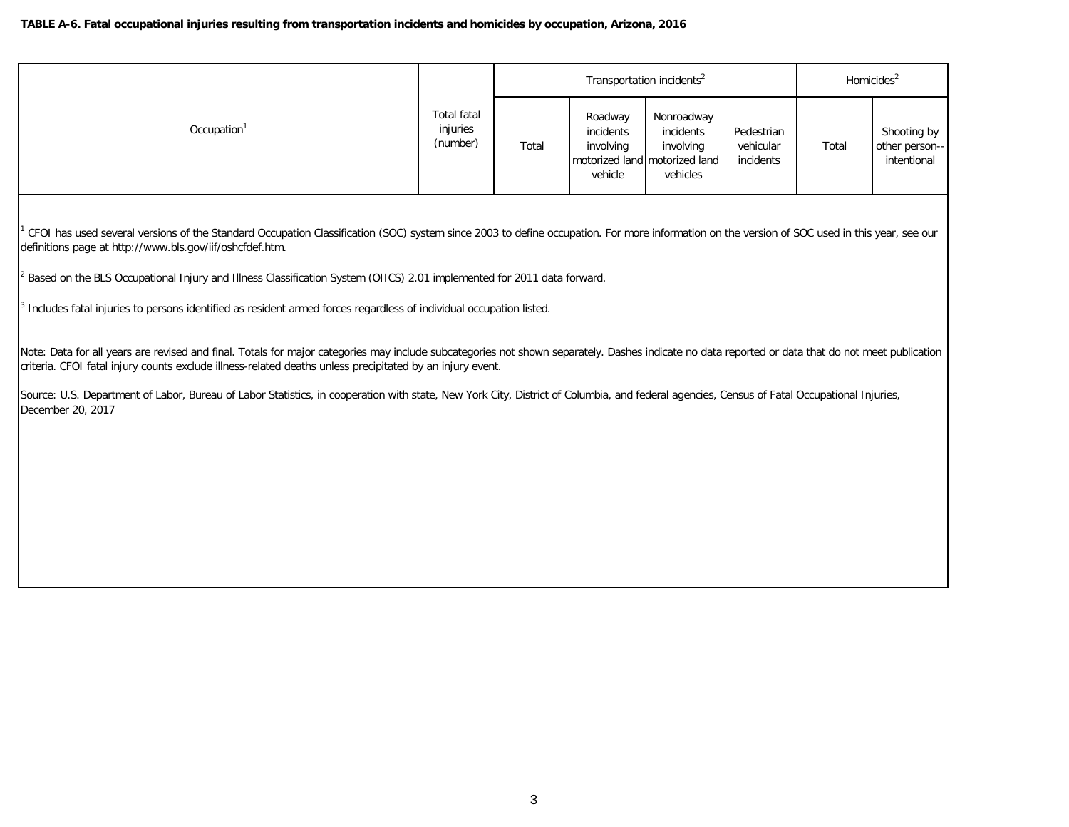**TABLE A-6. Fatal occupational injuries resulting from transportation incidents and homicides by occupation, Arizona, 2016**

| Occupation[1] | Total fatal injuries (number) | Transportation incidents[2] | | | | Homicides[2] | |
|---|---|---|---|---|---|---|---|
| | | Total | Roadway incidents involving motorized land vehicle | Nonroadway incidents involving motorized land vehicles | Pedestrian vehicular incidents | Total | Shooting by other person--intentional |

[1] CFOI has used several versions of the Standard Occupation Classification (SOC) system since 2003 to define occupation. For more information on the version of SOC used in this year, see our definitions page at http://www.bls.gov/iif/oshcfdef.htm.

[2] Based on the BLS Occupational Injury and Illness Classification System (OIICS) 2.01 implemented for 2011 data forward.

[3] Includes fatal injuries to persons identified as resident armed forces regardless of individual occupation listed.

Note: Data for all years are revised and final. Totals for major categories may include subcategories not shown separately. Dashes indicate no data reported or data that do not meet publication criteria. CFOI fatal injury counts exclude illness-related deaths unless precipitated by an injury event.

Source: U.S. Department of Labor, Bureau of Labor Statistics, in cooperation with state, New York City, District of Columbia, and federal agencies, Census of Fatal Occupational Injuries, December 20, 2017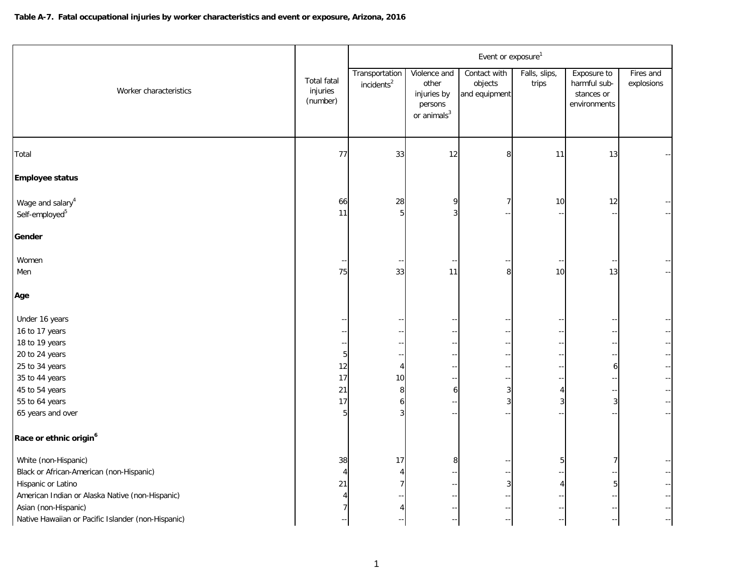**Table A-7. Fatal occupational injuries by worker characteristics and event or exposure, Arizona, 2016**

| Worker characteristics | Total fatal injuries (number) | Event or exposure[1] | | | | | |
|---|---|---|---|---|---|---|---|
| | | Transportation incidents[2] | Violence and other injuries by persons or animals[3] | Contact with objects and equipment | Falls, slips, trips | Exposure to harmful substances or environments | Fires and explosions |
| Total | 77 | 33 | 12 | 8 | 11 | 13 | -- |
| **Employee status** | | | | | | | |
| Wage and salary[4] | 66 | 28 | 9 | 7 | 10 | 12 | -- |
| Self-employed[5] | 11 | 5 | 3 | -- | -- | -- | -- |
| **Gender** | | | | | | | |
| Women | -- | -- | -- | -- | -- | -- | -- |
| Men | 75 | 33 | 11 | 8 | 10 | 13 | -- |
| **Age** | | | | | | | |
| Under 16 years | -- | -- | -- | -- | -- | -- | -- |
| 16 to 17 years | -- | -- | -- | -- | -- | -- | -- |
| 18 to 19 years | -- | -- | -- | -- | -- | -- | -- |
| 20 to 24 years | 5 | -- | -- | -- | -- | -- | -- |
| 25 to 34 years | 12 | 4 | -- | -- | -- | 6 | -- |
| 35 to 44 years | 17 | 10 | -- | -- | -- | -- | -- |
| 45 to 54 years | 21 | 8 | 6 | 3 | 4 | -- | -- |
| 55 to 64 years | 17 | 6 | -- | 3 | 3 | 3 | -- |
| 65 years and over | 5 | 3 | -- | -- | -- | -- | -- |
| **Race or ethnic origin[6]** | | | | | | | |
| White (non-Hispanic) | 38 | 17 | 8 | -- | 5 | 7 | -- |
| Black or African-American (non-Hispanic) | 4 | 4 | -- | -- | -- | -- | -- |
| Hispanic or Latino | 21 | 7 | -- | 3 | 4 | 5 | -- |
| American Indian or Alaska Native (non-Hispanic) | 4 | -- | -- | -- | -- | -- | -- |
| Asian (non-Hispanic) | 7 | 4 | -- | -- | -- | -- | -- |
| Native Hawaiian or Pacific Islander (non-Hispanic) | -- | -- | -- | -- | -- | -- | -- |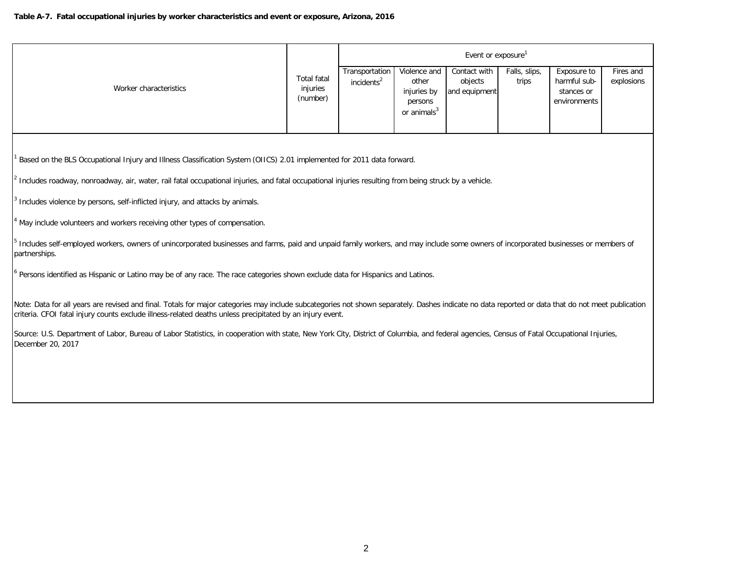**Table A-7. Fatal occupational injuries by worker characteristics and event or exposure, Arizona, 2016**

| Worker characteristics | Total fatal injuries (number) | Event or exposure[1] | | | | | |
|---|---|---|---|---|---|---|---|
| | | Transportation incidents[2] | Violence and other injuries by persons or animals[3] | Contact with objects and equipment | Falls, slips, trips | Exposure to harmful substances or environments | Fires and explosions |

[1] Based on the BLS Occupational Injury and Illness Classification System (OIICS) 2.01 implemented for 2011 data forward.

[2] Includes roadway, nonroadway, air, water, rail fatal occupational injuries, and fatal occupational injuries resulting from being struck by a vehicle.

[3] Includes violence by persons, self-inflicted injury, and attacks by animals.

[4] May include volunteers and workers receiving other types of compensation.

[5] Includes self-employed workers, owners of unincorporated businesses and farms, paid and unpaid family workers, and may include some owners of incorporated businesses or members of partnerships.

[6] Persons identified as Hispanic or Latino may be of any race. The race categories shown exclude data for Hispanics and Latinos.

Note: Data for all years are revised and final. Totals for major categories may include subcategories not shown separately. Dashes indicate no data reported or data that do not meet publication criteria. CFOI fatal injury counts exclude illness-related deaths unless precipitated by an injury event.

Source: U.S. Department of Labor, Bureau of Labor Statistics, in cooperation with state, New York City, District of Columbia, and federal agencies, Census of Fatal Occupational Injuries, December 20, 2017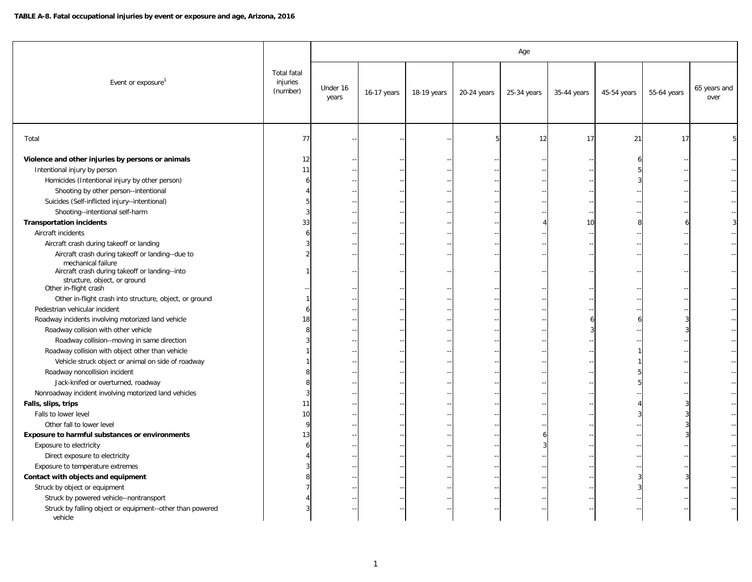**TABLE A-8. Fatal occupational injuries by event or exposure and age, Arizona, 2016**

| Event or exposure[1] | Total fatal injuries (number) | Age | | | | | | | | |
|---|---|---|---|---|---|---|---|---|---|---|
| | | Under 16 years | 16-17 years | 18-19 years | 20-24 years | 25-34 years | 35-44 years | 45-54 years | 55-64 years | 65 years and over |
| Total | 77 | -- | -- | -- | 5 | 12 | 17 | 21 | 17 | 5 |
| **Violence and other injuries by persons or animals** | 12 | -- | -- | -- | -- | -- | -- | 6 | -- | -- |
| Intentional injury by person | 11 | -- | -- | -- | -- | -- | -- | 5 | -- | -- |
| Homicides (Intentional injury by other person) | 6 | -- | -- | -- | -- | -- | -- | 3 | -- | -- |
| Shooting by other person--intentional | 4 | -- | -- | -- | -- | -- | -- | -- | -- | -- |
| Suicides (Self-inflicted injury--intentional) | 5 | -- | -- | -- | -- | -- | -- | -- | -- | -- |
| Shooting--intentional self-harm | 3 | -- | -- | -- | -- | -- | -- | -- | -- | -- |
| **Transportation incidents** | 33 | -- | -- | -- | -- | 4 | 10 | 8 | 6 | 3 |
| Aircraft incidents | 6 | -- | -- | -- | -- | -- | -- | -- | -- | -- |
| Aircraft crash during takeoff or landing | 3 | -- | -- | -- | -- | -- | -- | -- | -- | -- |
| Aircraft crash during takeoff or landing--due to mechanical failure | 2 | -- | -- | -- | -- | -- | -- | -- | -- | -- |
| Aircraft crash during takeoff or landing--into structure, object, or ground | 1 | -- | -- | -- | -- | -- | -- | -- | -- | -- |
| Other in-flight crash | -- | -- | -- | -- | -- | -- | -- | -- | -- | -- |
| Other in-flight crash into structure, object, or ground | 1 | -- | -- | -- | -- | -- | -- | -- | -- | -- |
| Pedestrian vehicular incident | 6 | -- | -- | -- | -- | -- | -- | -- | -- | -- |
| Roadway incidents involving motorized land vehicle | 18 | -- | -- | -- | -- | -- | 6 | 6 | 3 | -- |
| Roadway collision with other vehicle | 8 | -- | -- | -- | -- | -- | 3 | -- | 3 | -- |
| Roadway collision--moving in same direction | 3 | -- | -- | -- | -- | -- | -- | -- | -- | -- |
| Roadway collision with object other than vehicle | 1 | -- | -- | -- | -- | -- | -- | 1 | -- | -- |
| Vehicle struck object or animal on side of roadway | 1 | -- | -- | -- | -- | -- | -- | 1 | -- | -- |
| Roadway noncollision incident | 8 | -- | -- | -- | -- | -- | -- | 5 | -- | -- |
| Jack-knifed or overturned, roadway | 8 | -- | -- | -- | -- | -- | -- | 5 | -- | -- |
| Nonroadway incident involving motorized land vehicles | 3 | -- | -- | -- | -- | -- | -- | -- | -- | -- |
| **Falls, slips, trips** | 11 | -- | -- | -- | -- | -- | -- | 4 | 3 | -- |
| Falls to lower level | 10 | -- | -- | -- | -- | -- | -- | 3 | 3 | -- |
| Other fall to lower level | 9 | -- | -- | -- | -- | -- | -- | -- | 3 | -- |
| **Exposure to harmful substances or environments** | 13 | -- | -- | -- | -- | 6 | -- | -- | 3 | -- |
| Exposure to electricity | 6 | -- | -- | -- | -- | 3 | -- | -- | -- | -- |
| Direct exposure to electricity | 4 | -- | -- | -- | -- | -- | -- | -- | -- | -- |
| Exposure to temperature extremes | 3 | -- | -- | -- | -- | -- | -- | -- | -- | -- |
| **Contact with objects and equipment** | 8 | -- | -- | -- | -- | -- | -- | 3 | 3 | -- |
| Struck by object or equipment | 7 | -- | -- | -- | -- | -- | -- | 3 | -- | -- |
| Struck by powered vehicle--nontransport | 4 | -- | -- | -- | -- | -- | -- | -- | -- | -- |
| Struck by falling object or equipment--other than powered vehicle | 3 | -- | -- | -- | -- | -- | -- | -- | -- | -- |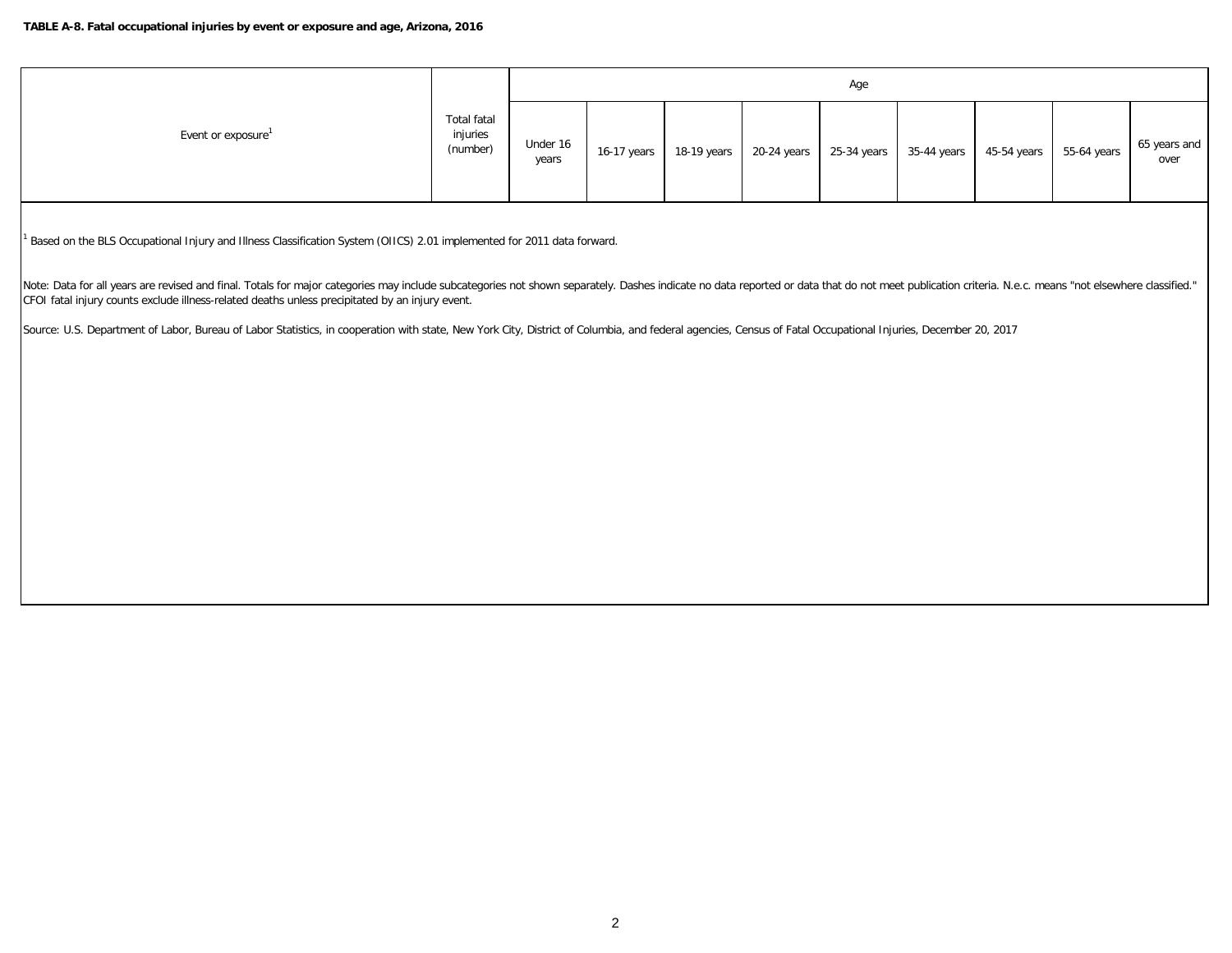**TABLE A-8. Fatal occupational injuries by event or exposure and age, Arizona, 2016**

| Event or exposure[1] | Total fatal injuries (number) | Age | | | | | | | | |
|---|---|---|---|---|---|---|---|---|---|---|
| | | Under 16 years | 16-17 years | 18-19 years | 20-24 years | 25-34 years | 35-44 years | 45-54 years | 55-64 years | 65 years and over |

[1] Based on the BLS Occupational Injury and Illness Classification System (OIICS) 2.01 implemented for 2011 data forward.

Note: Data for all years are revised and final. Totals for major categories may include subcategories not shown separately. Dashes indicate no data reported or data that do not meet publication criteria. N.e.c. means "not elsewhere classified." CFOI fatal injury counts exclude illness-related deaths unless precipitated by an injury event.

Source: U.S. Department of Labor, Bureau of Labor Statistics, in cooperation with state, New York City, District of Columbia, and federal agencies, Census of Fatal Occupational Injuries, December 20, 2017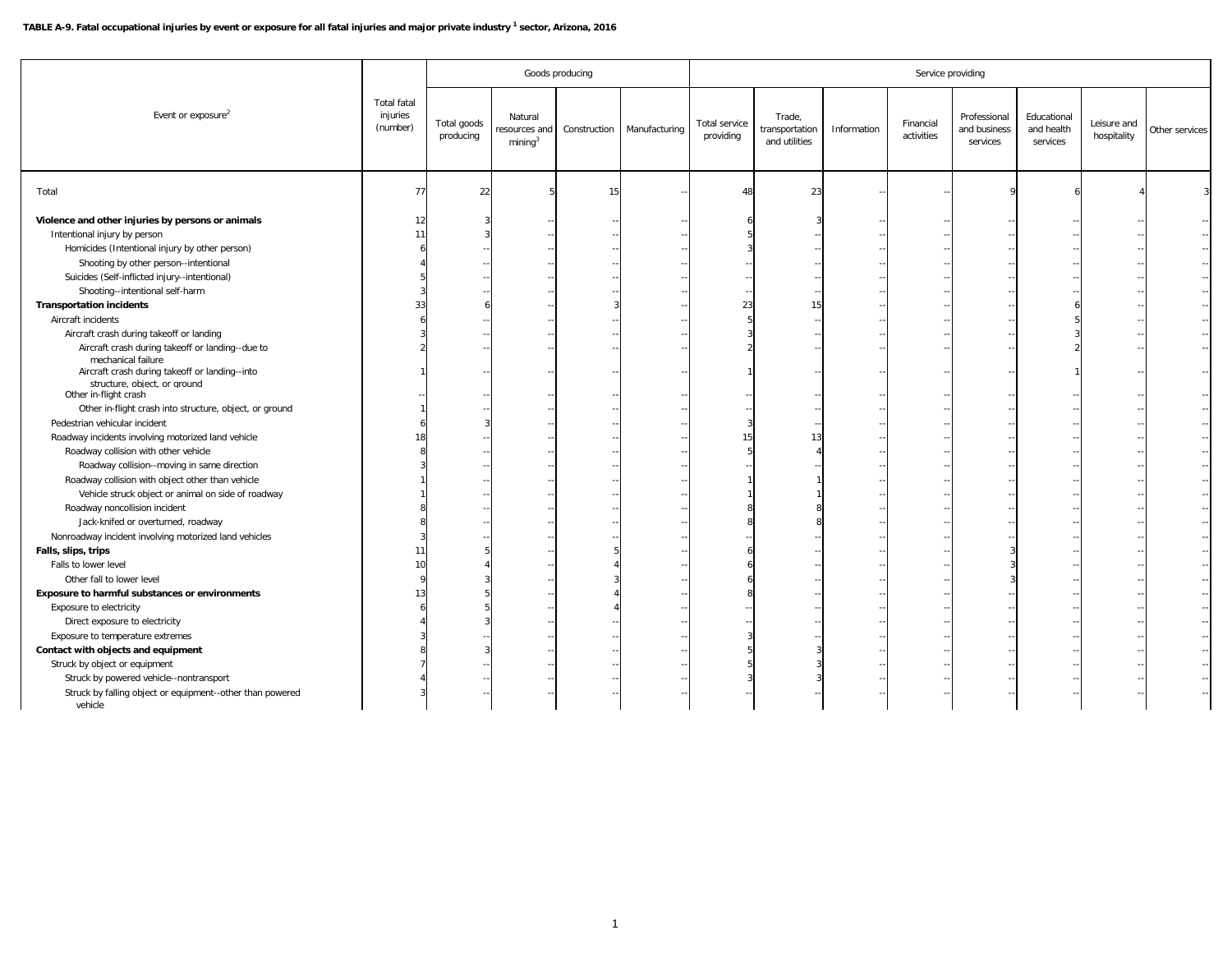**TABLE A-9. Fatal occupational injuries by event or exposure for all fatal injuries and major private industry [1] sector, Arizona, 2016**

| Event or exposure[2] | Total fatal injuries (number) | Goods producing | | | | Service providing | | | | | | | |
|---|---|---|---|---|---|---|---|---|---|---|---|---|---|
| | | Total goods producing | Natural resources and mining[3] | Construction | Manufacturing | Total service providing | Trade, transportation and utilities | Information | Financial activities | Professional and business services | Educational and health services | Leisure and hospitality | Other services |
| Total | 77 | 22 | 5 | 15 | -- | 48 | 23 | -- | -- | 9 | 6 | 4 | 3 |
| **Violence and other injuries by persons or animals** | 12 | 3 | -- | -- | -- | 6 | 3 | -- | -- | -- | -- | -- | -- |
| Intentional injury by person | 11 | 3 | -- | -- | -- | 5 | -- | -- | -- | -- | -- | -- | -- |
| Homicides (Intentional injury by other person) | 6 | -- | -- | -- | -- | 3 | -- | -- | -- | -- | -- | -- | -- |
| Shooting by other person--intentional | 4 | -- | -- | -- | -- | -- | -- | -- | -- | -- | -- | -- | -- |
| Suicides (Self-inflicted injury--intentional) | 5 | -- | -- | -- | -- | -- | -- | -- | -- | -- | -- | -- | -- |
| Shooting--intentional self-harm | 3 | -- | -- | -- | -- | -- | -- | -- | -- | -- | -- | -- | -- |
| **Transportation incidents** | 33 | 6 | -- | 3 | -- | 23 | 15 | -- | -- | -- | 6 | -- | -- |
| Aircraft incidents | 6 | -- | -- | -- | -- | 5 | -- | -- | -- | -- | 5 | -- | -- |
| Aircraft crash during takeoff or landing | 3 | -- | -- | -- | -- | 3 | -- | -- | -- | -- | 3 | -- | -- |
| Aircraft crash during takeoff or landing--due to mechanical failure | 2 | -- | -- | -- | -- | 2 | -- | -- | -- | -- | 2 | -- | -- |
| Aircraft crash during takeoff or landing--into structure, object, or ground | 1 | -- | -- | -- | -- | 1 | -- | -- | -- | -- | 1 | -- | -- |
| Other in-flight crash | -- | -- | -- | -- | -- | -- | -- | -- | -- | -- | -- | -- | -- |
| Other in-flight crash into structure, object, or ground | 1 | -- | -- | -- | -- | -- | -- | -- | -- | -- | -- | -- | -- |
| Pedestrian vehicular incident | 6 | 3 | -- | -- | -- | 3 | -- | -- | -- | -- | -- | -- | -- |
| Roadway incidents involving motorized land vehicle | 18 | -- | -- | -- | -- | 15 | 13 | -- | -- | -- | -- | -- | -- |
| Roadway collision with other vehicle | 8 | -- | -- | -- | -- | 5 | 4 | -- | -- | -- | -- | -- | -- |
| Roadway collision--moving in same direction | 3 | -- | -- | -- | -- | -- | -- | -- | -- | -- | -- | -- | -- |
| Roadway collision with object other than vehicle | 1 | -- | -- | -- | -- | 1 | 1 | -- | -- | -- | -- | -- | -- |
| Vehicle struck object or animal on side of roadway | 1 | -- | -- | -- | -- | 1 | 1 | -- | -- | -- | -- | -- | -- |
| Roadway noncollision incident | 8 | -- | -- | -- | -- | 8 | 8 | -- | -- | -- | -- | -- | -- |
| Jack-knifed or overturned, roadway | 8 | -- | -- | -- | -- | 8 | 8 | -- | -- | -- | -- | -- | -- |
| Nonroadway incident involving motorized land vehicles | 3 | -- | -- | -- | -- | -- | -- | -- | -- | -- | -- | -- | -- |
| **Falls, slips, trips** | 11 | 5 | -- | 5 | -- | 6 | -- | -- | -- | 3 | -- | -- | -- |
| Falls to lower level | 10 | 4 | -- | 4 | -- | 6 | -- | -- | -- | 3 | -- | -- | -- |
| Other fall to lower level | 9 | 3 | -- | 3 | -- | 6 | -- | -- | -- | 3 | -- | -- | -- |
| **Exposure to harmful substances or environments** | 13 | 5 | -- | 4 | -- | 8 | -- | -- | -- | -- | -- | -- | -- |
| Exposure to electricity | 6 | 5 | -- | 4 | -- | -- | -- | -- | -- | -- | -- | -- | -- |
| Direct exposure to electricity | 4 | 3 | -- | -- | -- | -- | -- | -- | -- | -- | -- | -- | -- |
| Exposure to temperature extremes | 3 | -- | -- | -- | -- | 3 | -- | -- | -- | -- | -- | -- | -- |
| **Contact with objects and equipment** | 8 | 3 | -- | -- | -- | 5 | 3 | -- | -- | -- | -- | -- | -- |
| Struck by object or equipment | 7 | -- | -- | -- | -- | 5 | 3 | -- | -- | -- | -- | -- | -- |
| Struck by powered vehicle--nontransport | 4 | -- | -- | -- | -- | 3 | 3 | -- | -- | -- | -- | -- | -- |
| Struck by falling object or equipment--other than powered vehicle | 3 | -- | -- | -- | -- | -- | -- | -- | -- | -- | -- | -- | -- |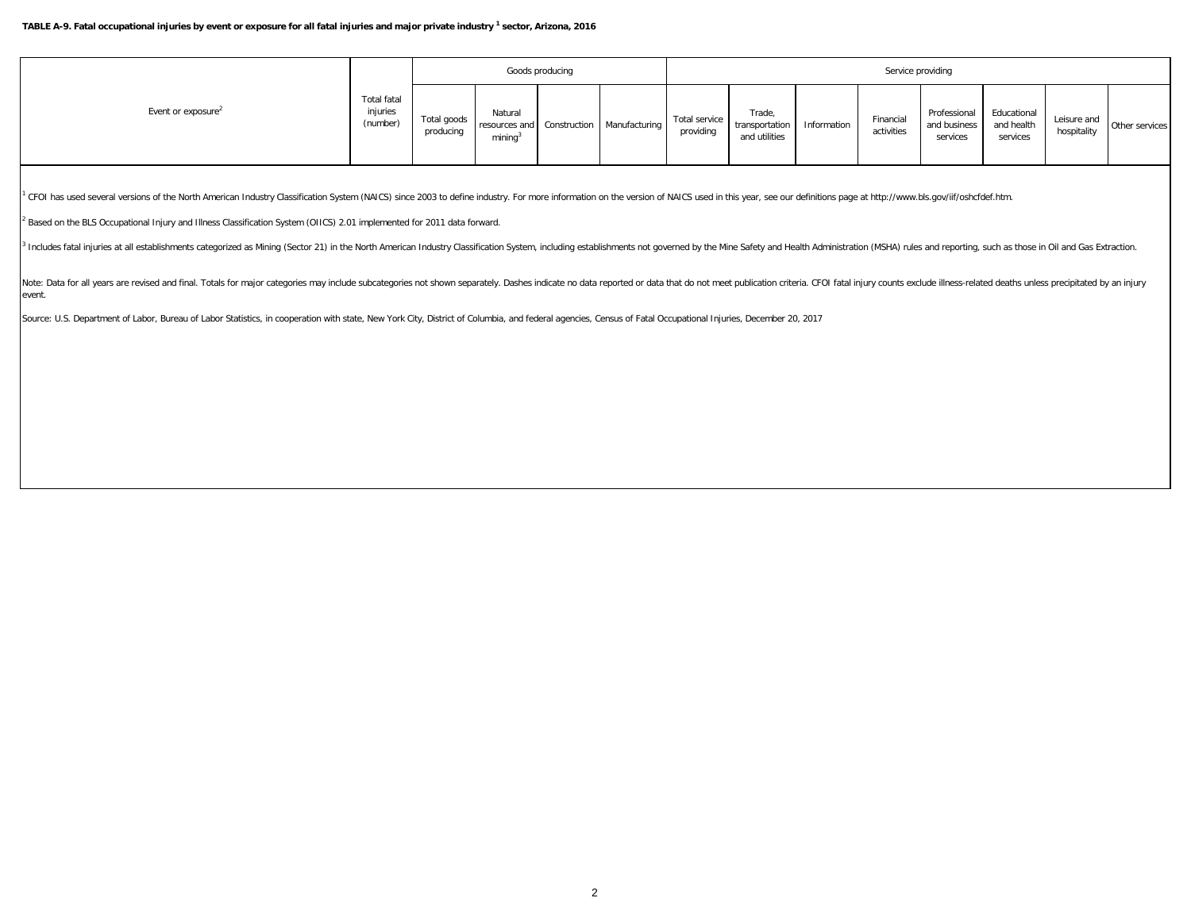**TABLE A-9. Fatal occupational injuries by event or exposure for all fatal injuries and major private industry [1] sector, Arizona, 2016**

| Event or exposure[2] | Total fatal injuries (number) | Goods producing | | | | Service providing | | | | | | | |
|---|---|---|---|---|---|---|---|---|---|---|---|---|---|
| | | Total goods producing | Natural resources and mining[3] | Construction | Manufacturing | Total service providing | Trade, transportation and utilities | Information | Financial activities | Professional and business services | Educational and health services | Leisure and hospitality | Other services |

[1] CFOI has used several versions of the North American Industry Classification System (NAICS) since 2003 to define industry. For more information on the version of NAICS used in this year, see our definitions page at http://www.bls.gov/iif/oshcfdef.htm.

[2] Based on the BLS Occupational Injury and Illness Classification System (OIICS) 2.01 implemented for 2011 data forward.

[3] Includes fatal injuries at all establishments categorized as Mining (Sector 21) in the North American Industry Classification System, including establishments not governed by the Mine Safety and Health Administration (MSHA) rules and reporting, such as those in Oil and Gas Extraction.

Note: Data for all years are revised and final. Totals for major categories may include subcategories not shown separately. Dashes indicate no data reported or data that do not meet publication criteria. CFOI fatal injury counts exclude illness-related deaths unless precipitated by an injury event.

Source: U.S. Department of Labor, Bureau of Labor Statistics, in cooperation with state, New York City, District of Columbia, and federal agencies, Census of Fatal Occupational Injuries, December 20, 2017